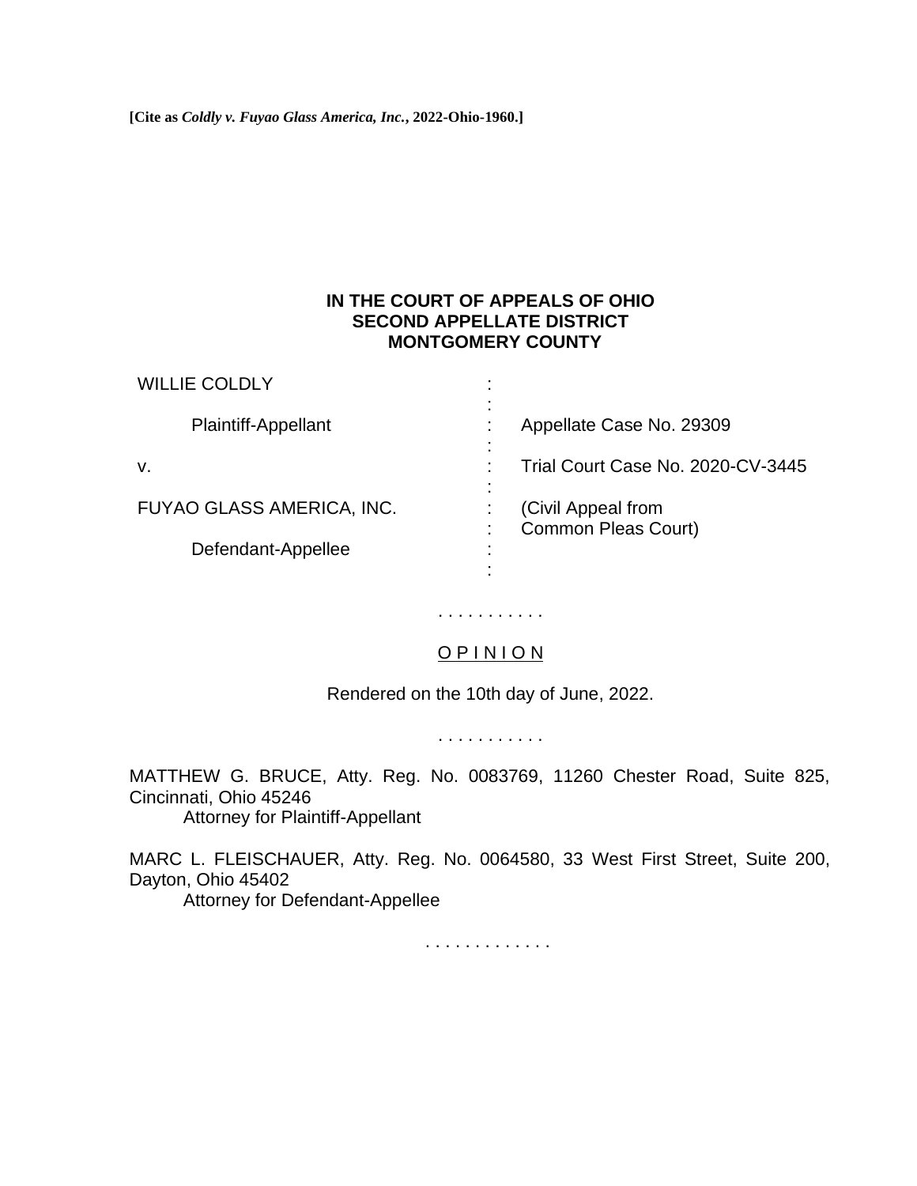**[Cite as *Coldly v. Fuyao Glass America, Inc.*, 2022-Ohio-1960.]**

**IN THE COURT OF APPEALS OF OHIO**
**SECOND APPELLATE DISTRICT**
**MONTGOMERY COUNTY**

| | | |
|---|---|---|
| WILLIE COLDLY | : | |
| | : | |
| Plaintiff-Appellant | : | Appellate Case No. 29309 |
| | : | |
| v. | : | Trial Court Case No. 2020-CV-3445 |
| | : | |
| FUYAO GLASS AMERICA, INC. | : | (Civil Appeal from |
| | : | Common Pleas Court) |
| Defendant-Appellee | : | |
| | : | |

. . . . . . . . . . .

O P I N I O N

Rendered on the 10th day of June, 2022.

. . . . . . . . . . .

MATTHEW G. BRUCE, Atty. Reg. No. 0083769, 11260 Chester Road, Suite 825, Cincinnati, Ohio 45246
Attorney for Plaintiff-Appellant

MARC L. FLEISCHAUER, Atty. Reg. No. 0064580, 33 West First Street, Suite 200, Dayton, Ohio 45402
Attorney for Defendant-Appellee

. . . . . . . . . . . . .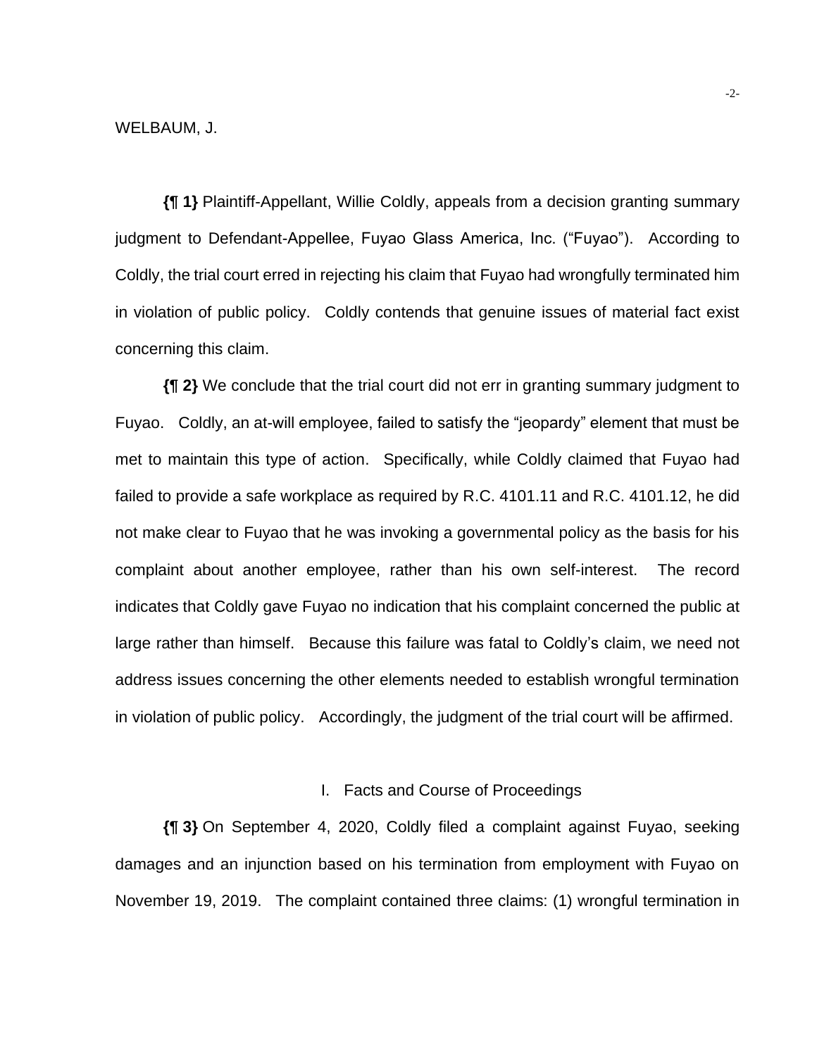WELBAUM, J.

**{¶ 1}** Plaintiff-Appellant, Willie Coldly, appeals from a decision granting summary judgment to Defendant-Appellee, Fuyao Glass America, Inc. ("Fuyao"). According to Coldly, the trial court erred in rejecting his claim that Fuyao had wrongfully terminated him in violation of public policy. Coldly contends that genuine issues of material fact exist concerning this claim.

**{¶ 2}** We conclude that the trial court did not err in granting summary judgment to Fuyao. Coldly, an at-will employee, failed to satisfy the "jeopardy" element that must be met to maintain this type of action. Specifically, while Coldly claimed that Fuyao had failed to provide a safe workplace as required by R.C. 4101.11 and R.C. 4101.12, he did not make clear to Fuyao that he was invoking a governmental policy as the basis for his complaint about another employee, rather than his own self-interest. The record indicates that Coldly gave Fuyao no indication that his complaint concerned the public at large rather than himself. Because this failure was fatal to Coldly's claim, we need not address issues concerning the other elements needed to establish wrongful termination in violation of public policy. Accordingly, the judgment of the trial court will be affirmed.

## I. Facts and Course of Proceedings

**{¶ 3}** On September 4, 2020, Coldly filed a complaint against Fuyao, seeking damages and an injunction based on his termination from employment with Fuyao on November 19, 2019. The complaint contained three claims: (1) wrongful termination in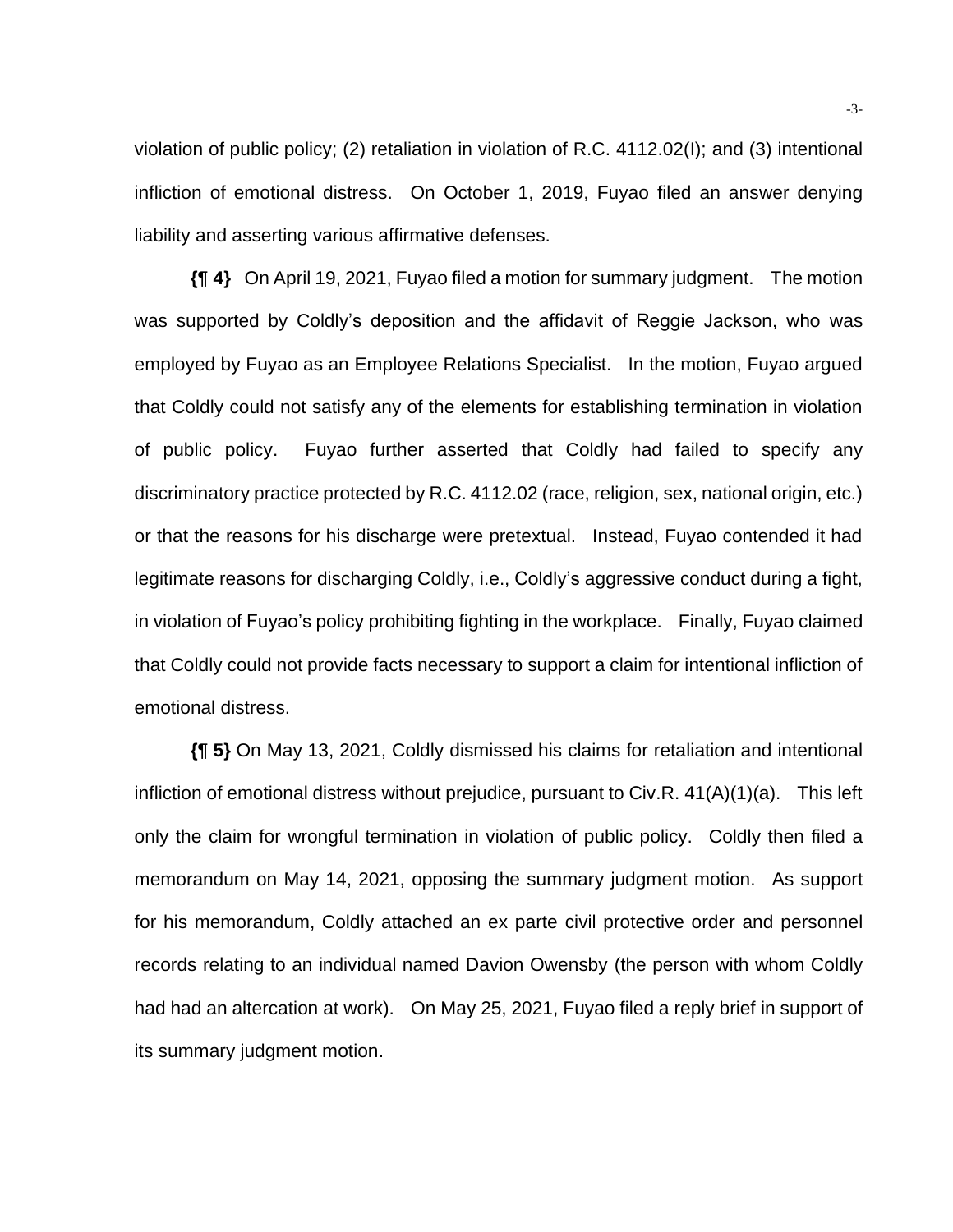violation of public policy; (2) retaliation in violation of R.C. 4112.02(I); and (3) intentional infliction of emotional distress. On October 1, 2019, Fuyao filed an answer denying liability and asserting various affirmative defenses.

**{¶ 4}** On April 19, 2021, Fuyao filed a motion for summary judgment. The motion was supported by Coldly's deposition and the affidavit of Reggie Jackson, who was employed by Fuyao as an Employee Relations Specialist. In the motion, Fuyao argued that Coldly could not satisfy any of the elements for establishing termination in violation of public policy. Fuyao further asserted that Coldly had failed to specify any discriminatory practice protected by R.C. 4112.02 (race, religion, sex, national origin, etc.) or that the reasons for his discharge were pretextual. Instead, Fuyao contended it had legitimate reasons for discharging Coldly, i.e., Coldly's aggressive conduct during a fight, in violation of Fuyao's policy prohibiting fighting in the workplace. Finally, Fuyao claimed that Coldly could not provide facts necessary to support a claim for intentional infliction of emotional distress.

**{¶ 5}** On May 13, 2021, Coldly dismissed his claims for retaliation and intentional infliction of emotional distress without prejudice, pursuant to Civ.R. 41(A)(1)(a). This left only the claim for wrongful termination in violation of public policy. Coldly then filed a memorandum on May 14, 2021, opposing the summary judgment motion. As support for his memorandum, Coldly attached an ex parte civil protective order and personnel records relating to an individual named Davion Owensby (the person with whom Coldly had had an altercation at work). On May 25, 2021, Fuyao filed a reply brief in support of its summary judgment motion.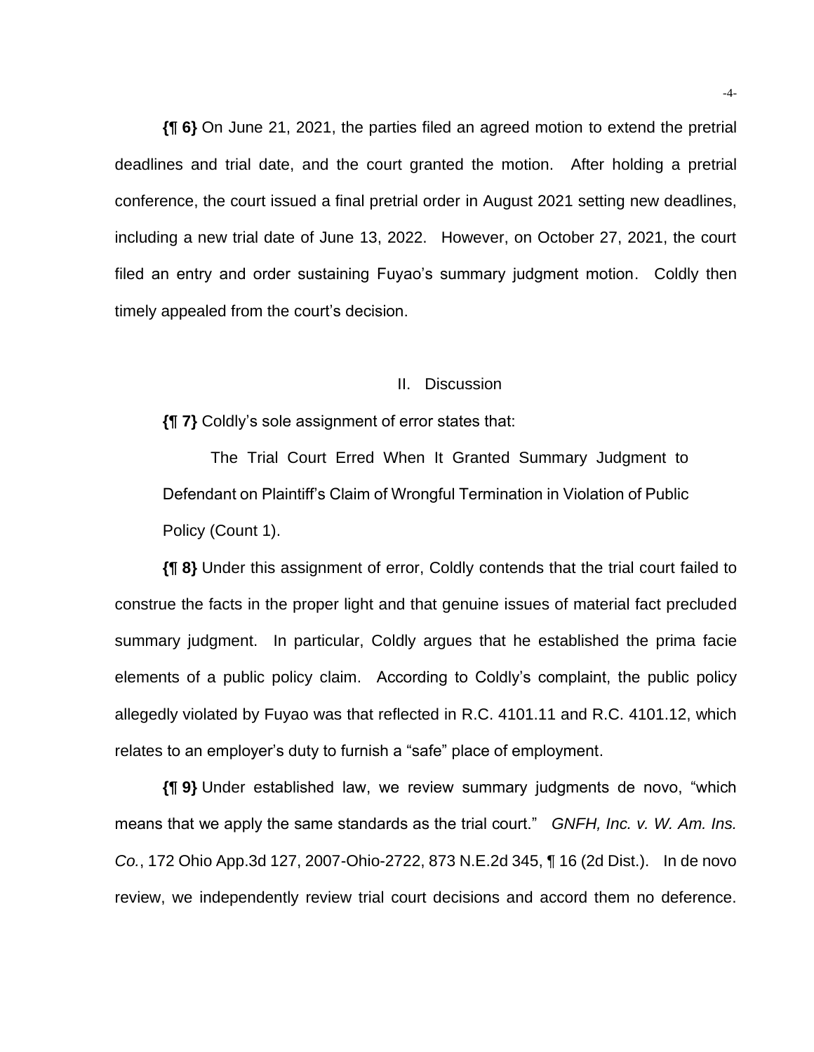**{¶ 6}** On June 21, 2021, the parties filed an agreed motion to extend the pretrial deadlines and trial date, and the court granted the motion. After holding a pretrial conference, the court issued a final pretrial order in August 2021 setting new deadlines, including a new trial date of June 13, 2022. However, on October 27, 2021, the court filed an entry and order sustaining Fuyao's summary judgment motion. Coldly then timely appealed from the court's decision.

## II. Discussion

**{¶ 7}** Coldly's sole assignment of error states that:

> The Trial Court Erred When It Granted Summary Judgment to Defendant on Plaintiff's Claim of Wrongful Termination in Violation of Public Policy (Count 1).

**{¶ 8}** Under this assignment of error, Coldly contends that the trial court failed to construe the facts in the proper light and that genuine issues of material fact precluded summary judgment. In particular, Coldly argues that he established the prima facie elements of a public policy claim. According to Coldly's complaint, the public policy allegedly violated by Fuyao was that reflected in R.C. 4101.11 and R.C. 4101.12, which relates to an employer's duty to furnish a "safe" place of employment.

**{¶ 9}** Under established law, we review summary judgments de novo, "which means that we apply the same standards as the trial court." *GNFH, Inc. v. W. Am. Ins. Co.*, 172 Ohio App.3d 127, 2007-Ohio-2722, 873 N.E.2d 345, ¶ 16 (2d Dist.). In de novo review, we independently review trial court decisions and accord them no deference.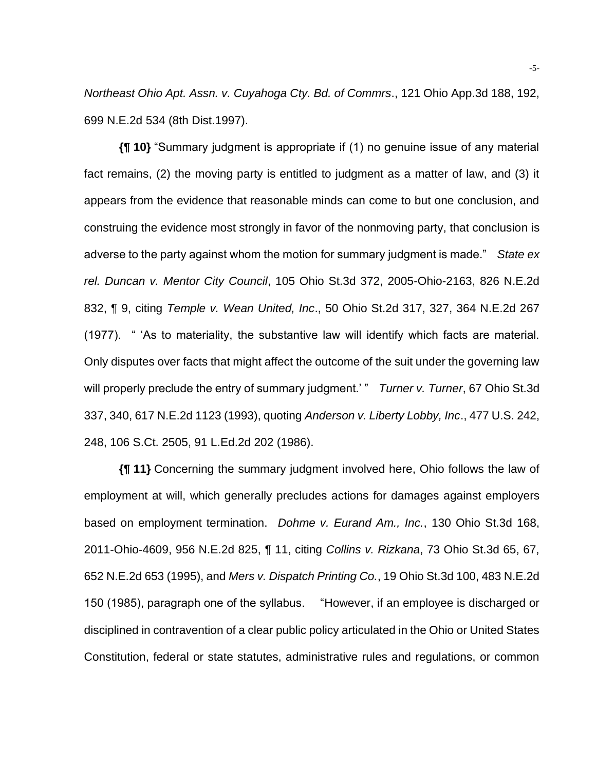*Northeast Ohio Apt. Assn. v. Cuyahoga Cty. Bd. of Commrs*., 121 Ohio App.3d 188, 192, 699 N.E.2d 534 (8th Dist.1997).

**{¶ 10}** "Summary judgment is appropriate if (1) no genuine issue of any material fact remains, (2) the moving party is entitled to judgment as a matter of law, and (3) it appears from the evidence that reasonable minds can come to but one conclusion, and construing the evidence most strongly in favor of the nonmoving party, that conclusion is adverse to the party against whom the motion for summary judgment is made." *State ex rel. Duncan v. Mentor City Council*, 105 Ohio St.3d 372, 2005-Ohio-2163, 826 N.E.2d 832, ¶ 9, citing *Temple v. Wean United, Inc*., 50 Ohio St.2d 317, 327, 364 N.E.2d 267 (1977). " 'As to materiality, the substantive law will identify which facts are material. Only disputes over facts that might affect the outcome of the suit under the governing law will properly preclude the entry of summary judgment.' " *Turner v. Turner*, 67 Ohio St.3d 337, 340, 617 N.E.2d 1123 (1993), quoting *Anderson v. Liberty Lobby, Inc*., 477 U.S. 242, 248, 106 S.Ct. 2505, 91 L.Ed.2d 202 (1986).

**{¶ 11}** Concerning the summary judgment involved here, Ohio follows the law of employment at will, which generally precludes actions for damages against employers based on employment termination. *Dohme v. Eurand Am., Inc.*, 130 Ohio St.3d 168, 2011-Ohio-4609, 956 N.E.2d 825, ¶ 11, citing *Collins v. Rizkana*, 73 Ohio St.3d 65, 67, 652 N.E.2d 653 (1995), and *Mers v. Dispatch Printing Co.*, 19 Ohio St.3d 100, 483 N.E.2d 150 (1985), paragraph one of the syllabus. "However, if an employee is discharged or disciplined in contravention of a clear public policy articulated in the Ohio or United States Constitution, federal or state statutes, administrative rules and regulations, or common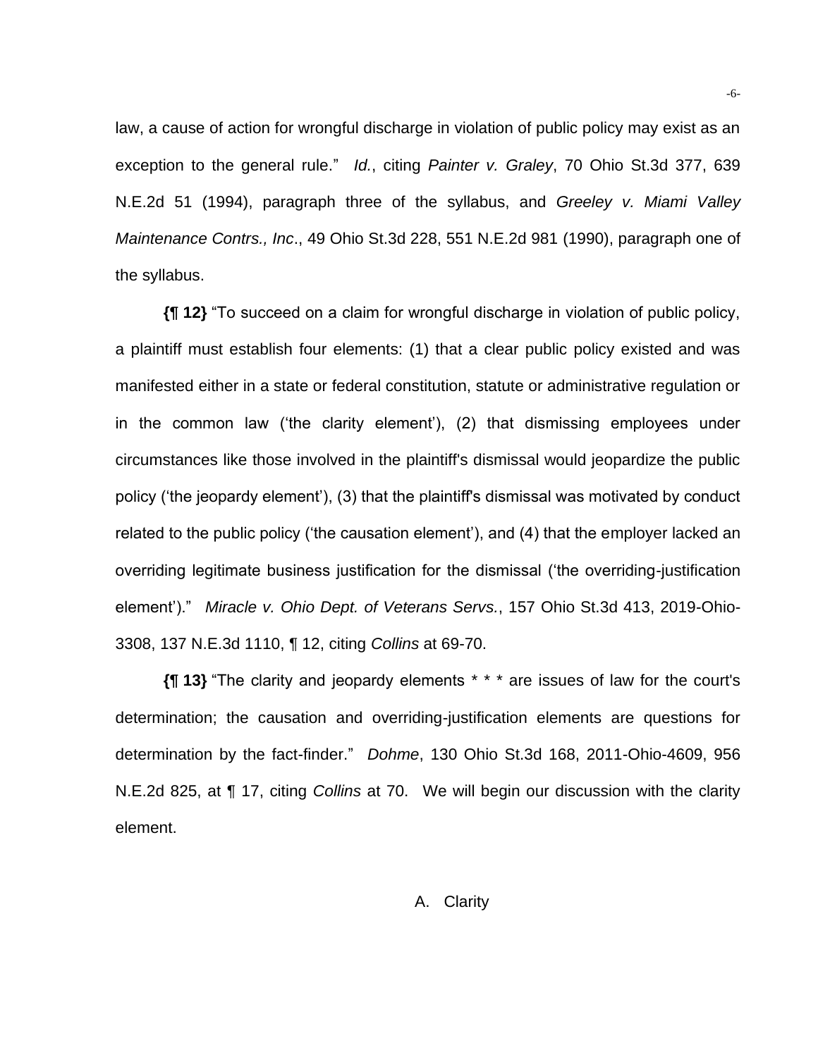law, a cause of action for wrongful discharge in violation of public policy may exist as an exception to the general rule." *Id.*, citing *Painter v. Graley*, 70 Ohio St.3d 377, 639 N.E.2d 51 (1994), paragraph three of the syllabus, and *Greeley v. Miami Valley Maintenance Contrs., Inc*., 49 Ohio St.3d 228, 551 N.E.2d 981 (1990), paragraph one of the syllabus.

**{¶ 12}** "To succeed on a claim for wrongful discharge in violation of public policy, a plaintiff must establish four elements: (1) that a clear public policy existed and was manifested either in a state or federal constitution, statute or administrative regulation or in the common law ('the clarity element'), (2) that dismissing employees under circumstances like those involved in the plaintiff's dismissal would jeopardize the public policy ('the jeopardy element'), (3) that the plaintiff's dismissal was motivated by conduct related to the public policy ('the causation element'), and (4) that the employer lacked an overriding legitimate business justification for the dismissal ('the overriding-justification element')." *Miracle v. Ohio Dept. of Veterans Servs.*, 157 Ohio St.3d 413, 2019-Ohio-3308, 137 N.E.3d 1110, ¶ 12, citing *Collins* at 69-70.

**{¶ 13}** "The clarity and jeopardy elements * * * are issues of law for the court's determination; the causation and overriding-justification elements are questions for determination by the fact-finder." *Dohme*, 130 Ohio St.3d 168, 2011-Ohio-4609, 956 N.E.2d 825, at ¶ 17, citing *Collins* at 70. We will begin our discussion with the clarity element.

## A. Clarity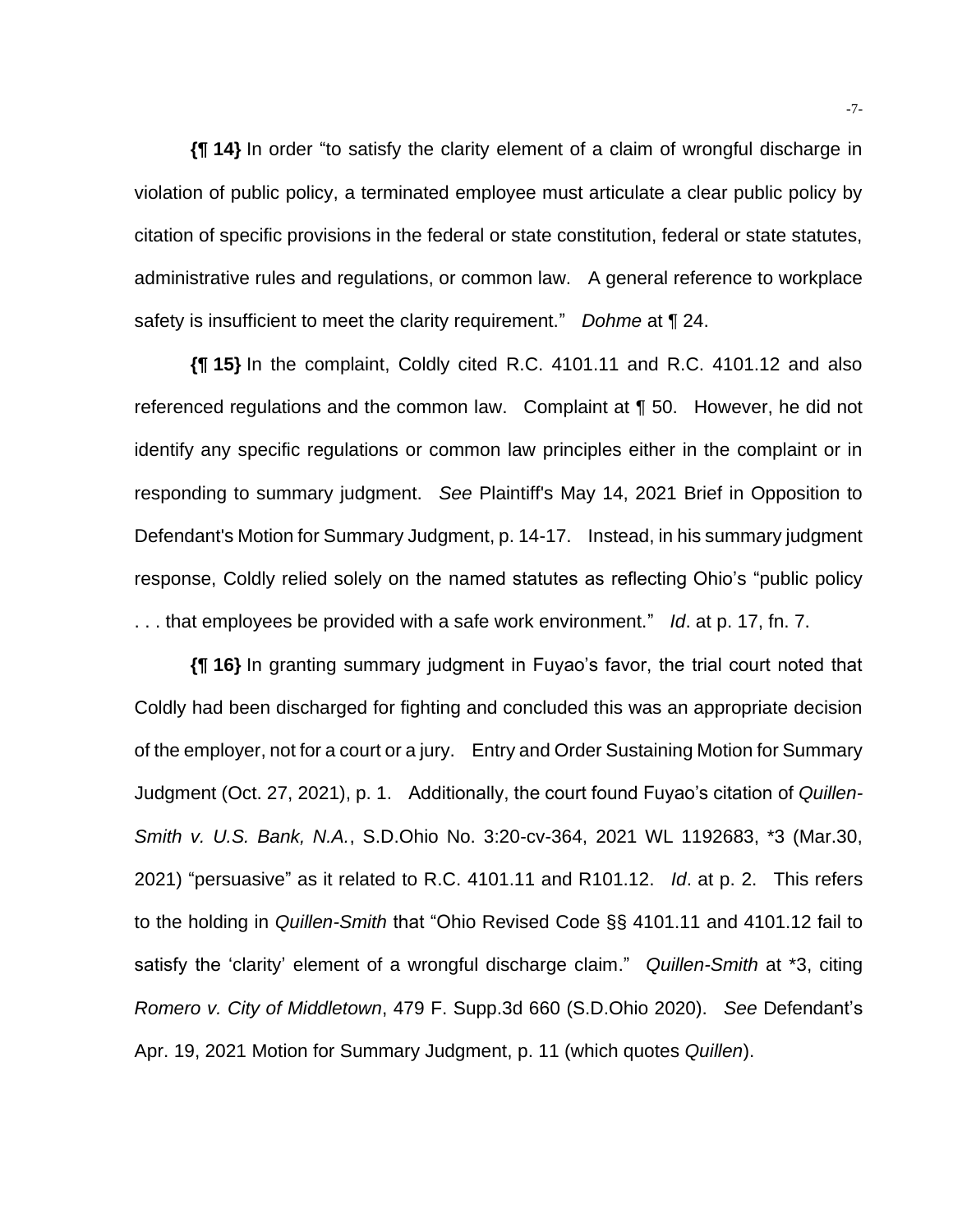**{¶ 14}** In order "to satisfy the clarity element of a claim of wrongful discharge in violation of public policy, a terminated employee must articulate a clear public policy by citation of specific provisions in the federal or state constitution, federal or state statutes, administrative rules and regulations, or common law. A general reference to workplace safety is insufficient to meet the clarity requirement." *Dohme* at ¶ 24.

**{¶ 15}** In the complaint, Coldly cited R.C. 4101.11 and R.C. 4101.12 and also referenced regulations and the common law. Complaint at ¶ 50. However, he did not identify any specific regulations or common law principles either in the complaint or in responding to summary judgment. *See* Plaintiff's May 14, 2021 Brief in Opposition to Defendant's Motion for Summary Judgment, p. 14-17. Instead, in his summary judgment response, Coldly relied solely on the named statutes as reflecting Ohio's "public policy . . . that employees be provided with a safe work environment." *Id*. at p. 17, fn. 7.

**{¶ 16}** In granting summary judgment in Fuyao's favor, the trial court noted that Coldly had been discharged for fighting and concluded this was an appropriate decision of the employer, not for a court or a jury. Entry and Order Sustaining Motion for Summary Judgment (Oct. 27, 2021), p. 1. Additionally, the court found Fuyao's citation of *Quillen-Smith v. U.S. Bank, N.A.*, S.D.Ohio No. 3:20-cv-364, 2021 WL 1192683, *3 (Mar.30, 2021) "persuasive" as it related to R.C. 4101.11 and R101.12. *Id*. at p. 2. This refers to the holding in *Quillen-Smith* that "Ohio Revised Code §§ 4101.11 and 4101.12 fail to satisfy the 'clarity' element of a wrongful discharge claim." *Quillen-Smith* at *3, citing *Romero v. City of Middletown*, 479 F. Supp.3d 660 (S.D.Ohio 2020). *See* Defendant's Apr. 19, 2021 Motion for Summary Judgment, p. 11 (which quotes *Quillen*).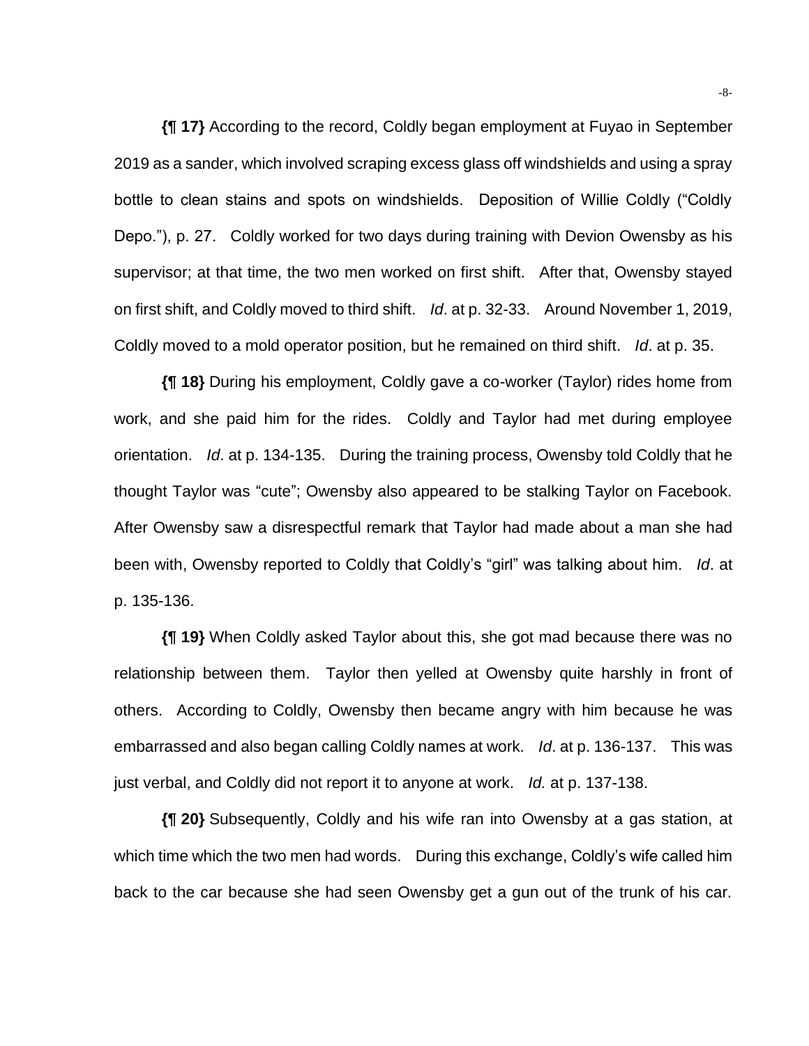**{¶ 17}** According to the record, Coldly began employment at Fuyao in September 2019 as a sander, which involved scraping excess glass off windshields and using a spray bottle to clean stains and spots on windshields. Deposition of Willie Coldly ("Coldly Depo."), p. 27. Coldly worked for two days during training with Devion Owensby as his supervisor; at that time, the two men worked on first shift. After that, Owensby stayed on first shift, and Coldly moved to third shift. *Id*. at p. 32-33. Around November 1, 2019, Coldly moved to a mold operator position, but he remained on third shift. *Id*. at p. 35.

**{¶ 18}** During his employment, Coldly gave a co-worker (Taylor) rides home from work, and she paid him for the rides. Coldly and Taylor had met during employee orientation. *Id*. at p. 134-135. During the training process, Owensby told Coldly that he thought Taylor was "cute"; Owensby also appeared to be stalking Taylor on Facebook. After Owensby saw a disrespectful remark that Taylor had made about a man she had been with, Owensby reported to Coldly that Coldly's "girl" was talking about him. *Id*. at p. 135-136.

**{¶ 19}** When Coldly asked Taylor about this, she got mad because there was no relationship between them. Taylor then yelled at Owensby quite harshly in front of others. According to Coldly, Owensby then became angry with him because he was embarrassed and also began calling Coldly names at work. *Id*. at p. 136-137. This was just verbal, and Coldly did not report it to anyone at work. *Id.* at p. 137-138.

**{¶ 20}** Subsequently, Coldly and his wife ran into Owensby at a gas station, at which time which the two men had words. During this exchange, Coldly's wife called him back to the car because she had seen Owensby get a gun out of the trunk of his car.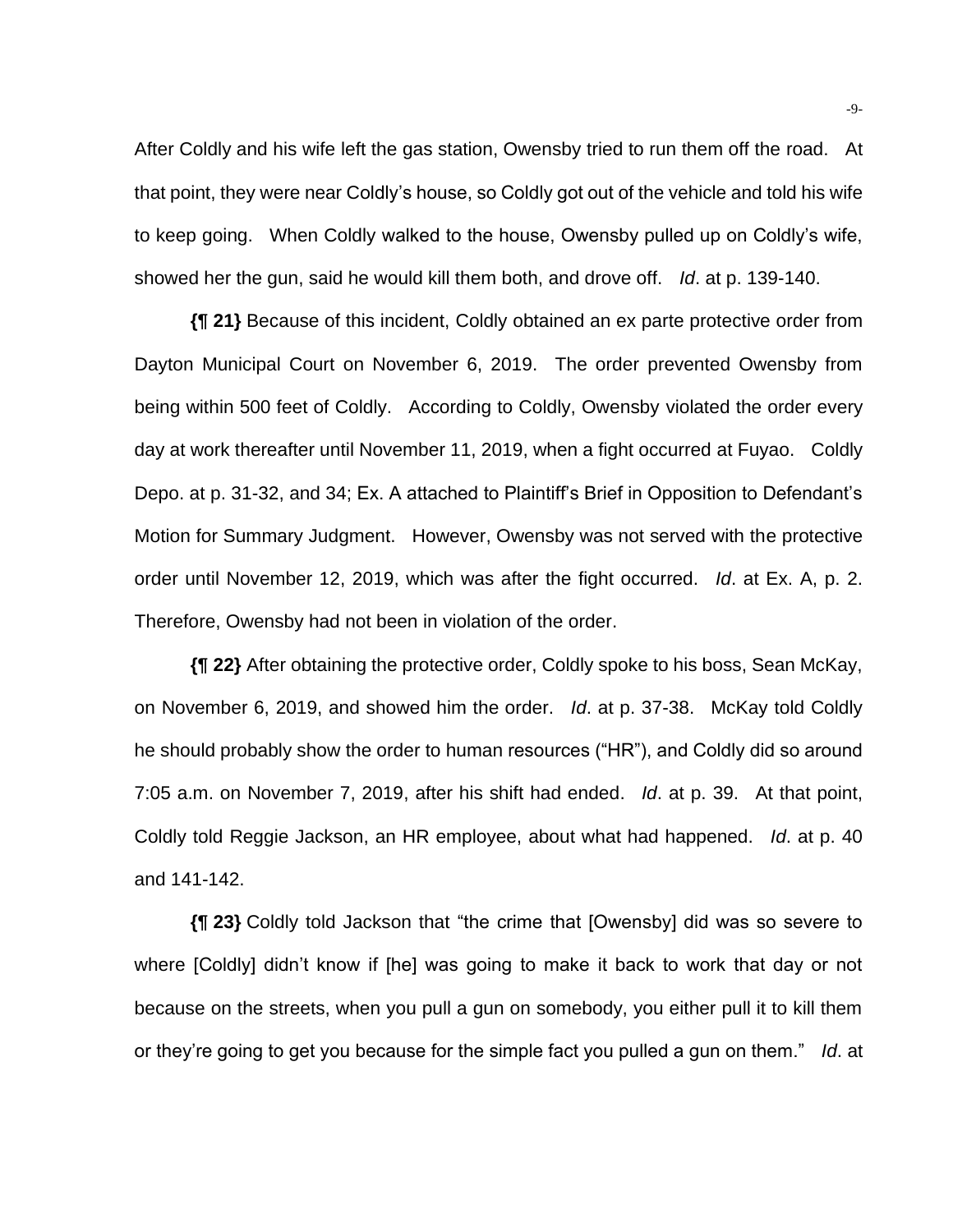After Coldly and his wife left the gas station, Owensby tried to run them off the road. At that point, they were near Coldly's house, so Coldly got out of the vehicle and told his wife to keep going. When Coldly walked to the house, Owensby pulled up on Coldly's wife, showed her the gun, said he would kill them both, and drove off. *Id*. at p. 139-140.

**{¶ 21}** Because of this incident, Coldly obtained an ex parte protective order from Dayton Municipal Court on November 6, 2019. The order prevented Owensby from being within 500 feet of Coldly. According to Coldly, Owensby violated the order every day at work thereafter until November 11, 2019, when a fight occurred at Fuyao. Coldly Depo. at p. 31-32, and 34; Ex. A attached to Plaintiff's Brief in Opposition to Defendant's Motion for Summary Judgment. However, Owensby was not served with the protective order until November 12, 2019, which was after the fight occurred. *Id*. at Ex. A, p. 2. Therefore, Owensby had not been in violation of the order.

**{¶ 22}** After obtaining the protective order, Coldly spoke to his boss, Sean McKay, on November 6, 2019, and showed him the order. *Id*. at p. 37-38. McKay told Coldly he should probably show the order to human resources ("HR"), and Coldly did so around 7:05 a.m. on November 7, 2019, after his shift had ended. *Id*. at p. 39. At that point, Coldly told Reggie Jackson, an HR employee, about what had happened. *Id*. at p. 40 and 141-142.

**{¶ 23}** Coldly told Jackson that "the crime that [Owensby] did was so severe to where [Coldly] didn't know if [he] was going to make it back to work that day or not because on the streets, when you pull a gun on somebody, you either pull it to kill them or they're going to get you because for the simple fact you pulled a gun on them." *Id*. at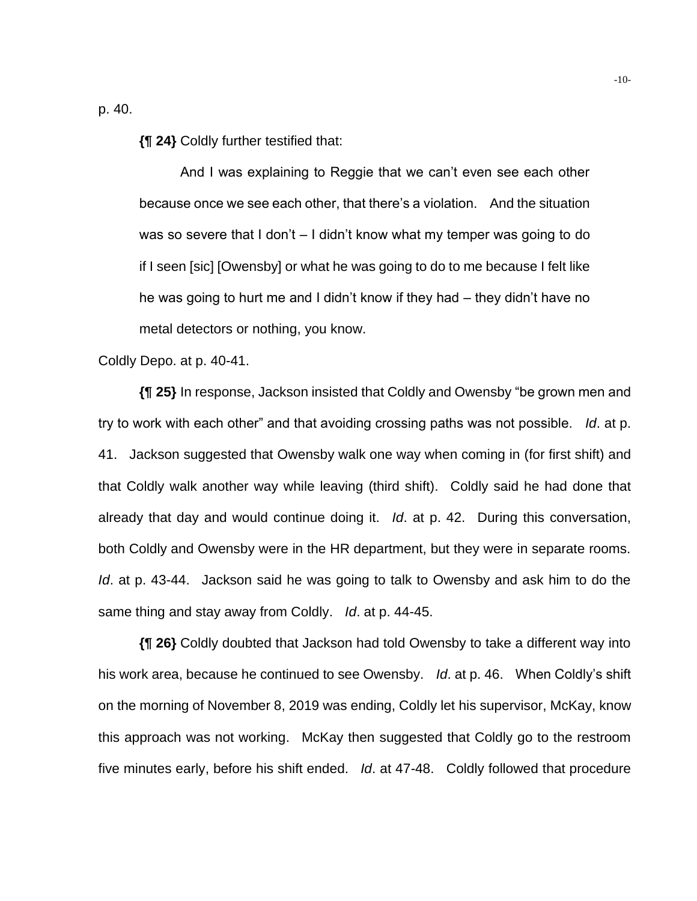p. 40.

**{¶ 24}** Coldly further testified that:

> And I was explaining to Reggie that we can't even see each other because once we see each other, that there's a violation. And the situation was so severe that I don't – I didn't know what my temper was going to do if I seen [sic] [Owensby] or what he was going to do to me because I felt like he was going to hurt me and I didn't know if they had – they didn't have no metal detectors or nothing, you know.

Coldly Depo. at p. 40-41.

**{¶ 25}** In response, Jackson insisted that Coldly and Owensby "be grown men and try to work with each other" and that avoiding crossing paths was not possible. *Id*. at p. 41. Jackson suggested that Owensby walk one way when coming in (for first shift) and that Coldly walk another way while leaving (third shift). Coldly said he had done that already that day and would continue doing it. *Id*. at p. 42. During this conversation, both Coldly and Owensby were in the HR department, but they were in separate rooms. *Id*. at p. 43-44. Jackson said he was going to talk to Owensby and ask him to do the same thing and stay away from Coldly. *Id*. at p. 44-45.

**{¶ 26}** Coldly doubted that Jackson had told Owensby to take a different way into his work area, because he continued to see Owensby. *Id*. at p. 46. When Coldly's shift on the morning of November 8, 2019 was ending, Coldly let his supervisor, McKay, know this approach was not working. McKay then suggested that Coldly go to the restroom five minutes early, before his shift ended. *Id*. at 47-48. Coldly followed that procedure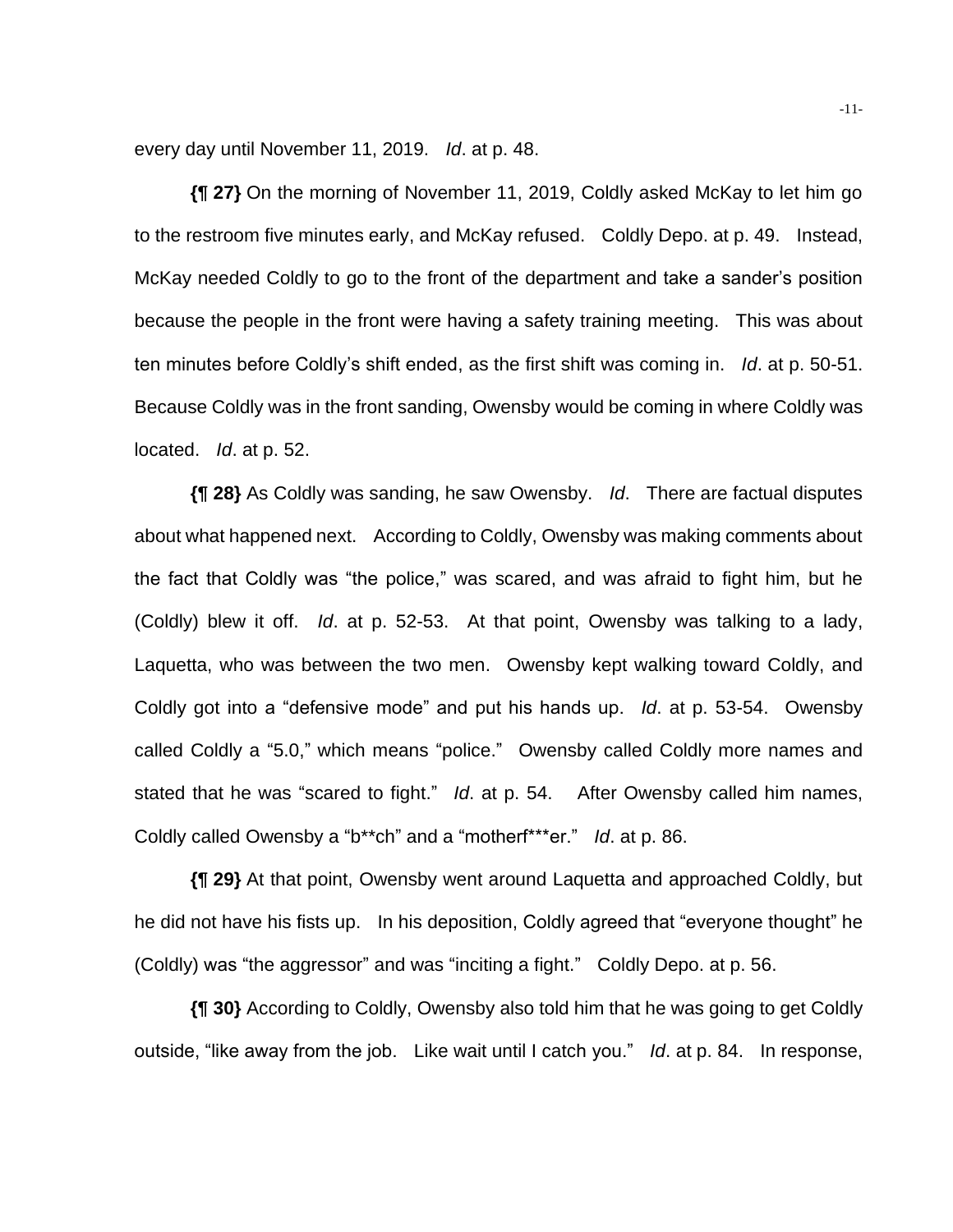every day until November 11, 2019. *Id*. at p. 48.

**{¶ 27}** On the morning of November 11, 2019, Coldly asked McKay to let him go to the restroom five minutes early, and McKay refused. Coldly Depo. at p. 49. Instead, McKay needed Coldly to go to the front of the department and take a sander's position because the people in the front were having a safety training meeting. This was about ten minutes before Coldly's shift ended, as the first shift was coming in. *Id*. at p. 50-51. Because Coldly was in the front sanding, Owensby would be coming in where Coldly was located. *Id*. at p. 52.

**{¶ 28}** As Coldly was sanding, he saw Owensby. *Id*. There are factual disputes about what happened next. According to Coldly, Owensby was making comments about the fact that Coldly was "the police," was scared, and was afraid to fight him, but he (Coldly) blew it off. *Id*. at p. 52-53. At that point, Owensby was talking to a lady, Laquetta, who was between the two men. Owensby kept walking toward Coldly, and Coldly got into a "defensive mode" and put his hands up. *Id*. at p. 53-54. Owensby called Coldly a "5.0," which means "police." Owensby called Coldly more names and stated that he was "scared to fight." *Id*. at p. 54. After Owensby called him names, Coldly called Owensby a "b**ch" and a "motherf***er." *Id*. at p. 86.

**{¶ 29}** At that point, Owensby went around Laquetta and approached Coldly, but he did not have his fists up. In his deposition, Coldly agreed that "everyone thought" he (Coldly) was "the aggressor" and was "inciting a fight." Coldly Depo. at p. 56.

**{¶ 30}** According to Coldly, Owensby also told him that he was going to get Coldly outside, "like away from the job. Like wait until I catch you." *Id*. at p. 84. In response,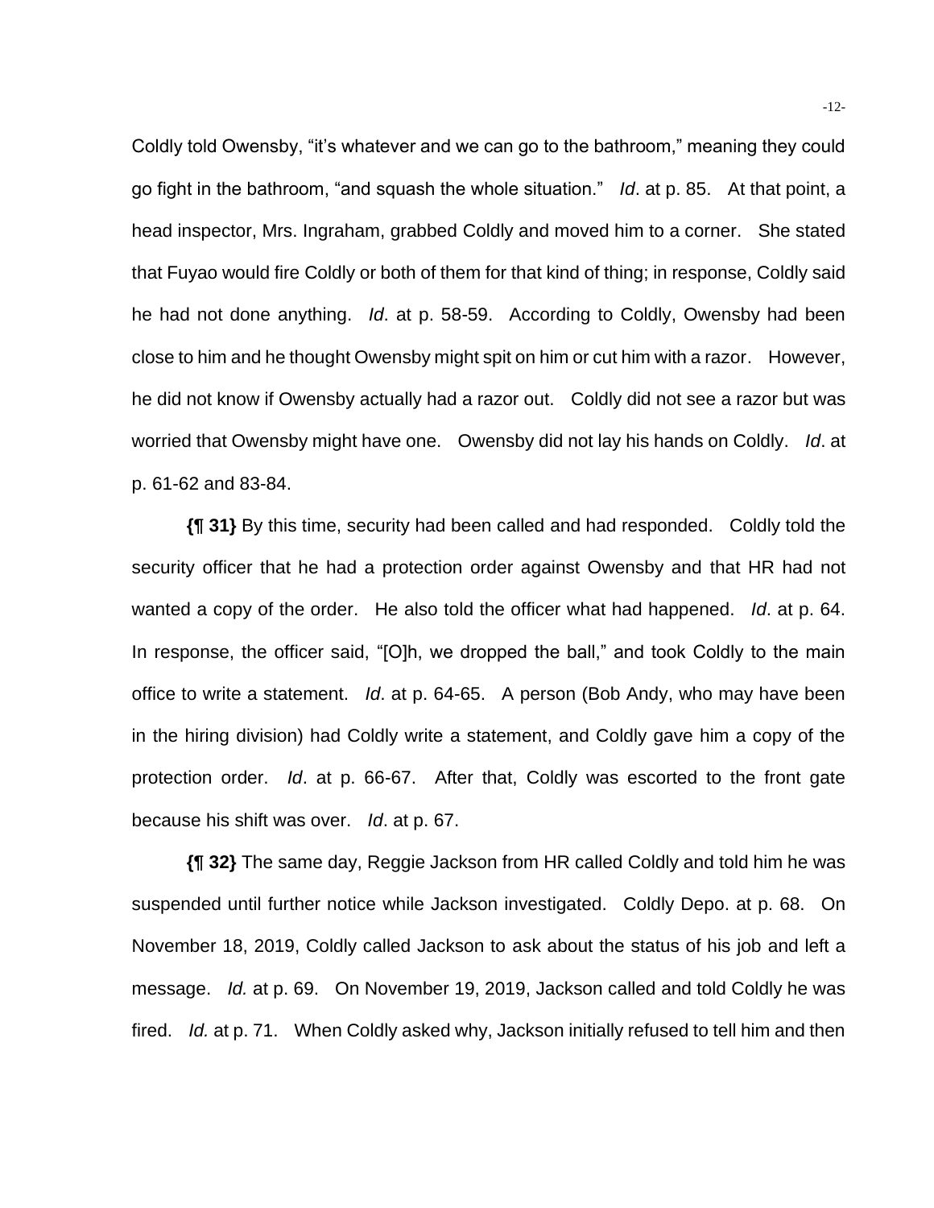Coldly told Owensby, "it's whatever and we can go to the bathroom," meaning they could go fight in the bathroom, "and squash the whole situation." *Id*. at p. 85. At that point, a head inspector, Mrs. Ingraham, grabbed Coldly and moved him to a corner. She stated that Fuyao would fire Coldly or both of them for that kind of thing; in response, Coldly said he had not done anything. *Id*. at p. 58-59. According to Coldly, Owensby had been close to him and he thought Owensby might spit on him or cut him with a razor. However, he did not know if Owensby actually had a razor out. Coldly did not see a razor but was worried that Owensby might have one. Owensby did not lay his hands on Coldly. *Id*. at p. 61-62 and 83-84.

**{¶ 31}** By this time, security had been called and had responded. Coldly told the security officer that he had a protection order against Owensby and that HR had not wanted a copy of the order. He also told the officer what had happened. *Id*. at p. 64. In response, the officer said, "[O]h, we dropped the ball," and took Coldly to the main office to write a statement. *Id*. at p. 64-65. A person (Bob Andy, who may have been in the hiring division) had Coldly write a statement, and Coldly gave him a copy of the protection order. *Id*. at p. 66-67. After that, Coldly was escorted to the front gate because his shift was over. *Id*. at p. 67.

**{¶ 32}** The same day, Reggie Jackson from HR called Coldly and told him he was suspended until further notice while Jackson investigated. Coldly Depo. at p. 68. On November 18, 2019, Coldly called Jackson to ask about the status of his job and left a message. *Id.* at p. 69. On November 19, 2019, Jackson called and told Coldly he was fired. *Id.* at p. 71. When Coldly asked why, Jackson initially refused to tell him and then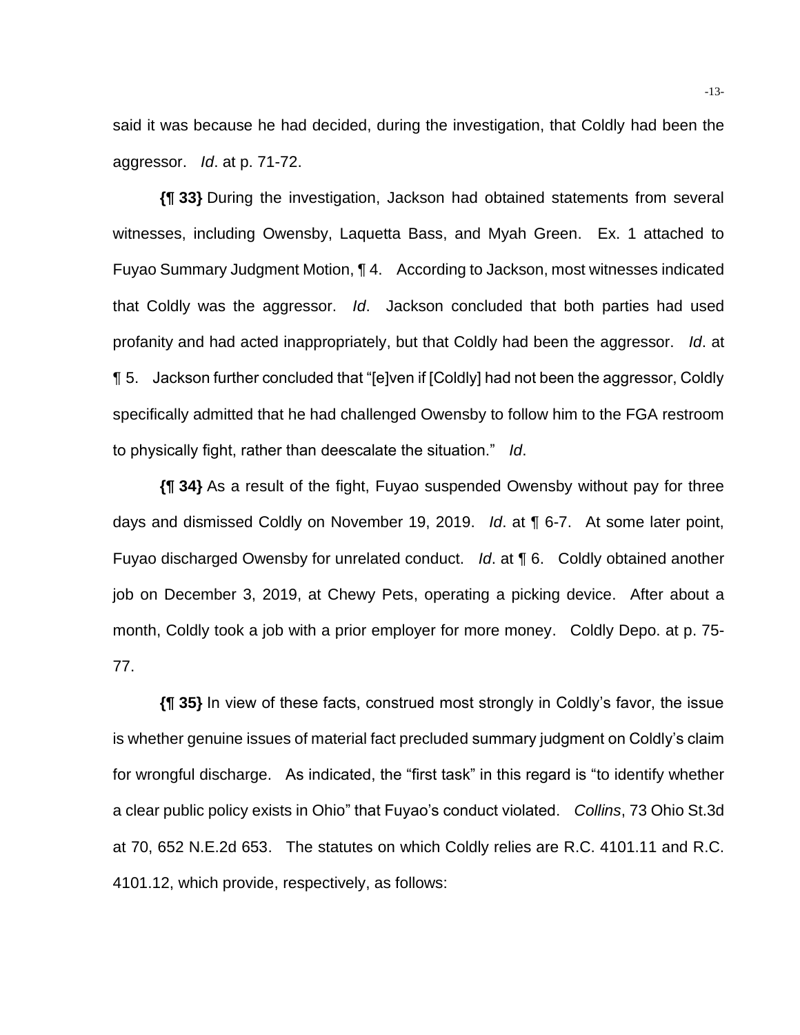said it was because he had decided, during the investigation, that Coldly had been the aggressor. *Id*. at p. 71-72.

**{¶ 33}** During the investigation, Jackson had obtained statements from several witnesses, including Owensby, Laquetta Bass, and Myah Green. Ex. 1 attached to Fuyao Summary Judgment Motion, ¶ 4. According to Jackson, most witnesses indicated that Coldly was the aggressor. *Id*. Jackson concluded that both parties had used profanity and had acted inappropriately, but that Coldly had been the aggressor. *Id*. at ¶ 5. Jackson further concluded that "[e]ven if [Coldly] had not been the aggressor, Coldly specifically admitted that he had challenged Owensby to follow him to the FGA restroom to physically fight, rather than deescalate the situation." *Id*.

**{¶ 34}** As a result of the fight, Fuyao suspended Owensby without pay for three days and dismissed Coldly on November 19, 2019. *Id*. at ¶ 6-7. At some later point, Fuyao discharged Owensby for unrelated conduct. *Id*. at ¶ 6. Coldly obtained another job on December 3, 2019, at Chewy Pets, operating a picking device. After about a month, Coldly took a job with a prior employer for more money. Coldly Depo. at p. 75-77.

**{¶ 35}** In view of these facts, construed most strongly in Coldly's favor, the issue is whether genuine issues of material fact precluded summary judgment on Coldly's claim for wrongful discharge. As indicated, the "first task" in this regard is "to identify whether a clear public policy exists in Ohio" that Fuyao's conduct violated. *Collins*, 73 Ohio St.3d at 70, 652 N.E.2d 653. The statutes on which Coldly relies are R.C. 4101.11 and R.C. 4101.12, which provide, respectively, as follows: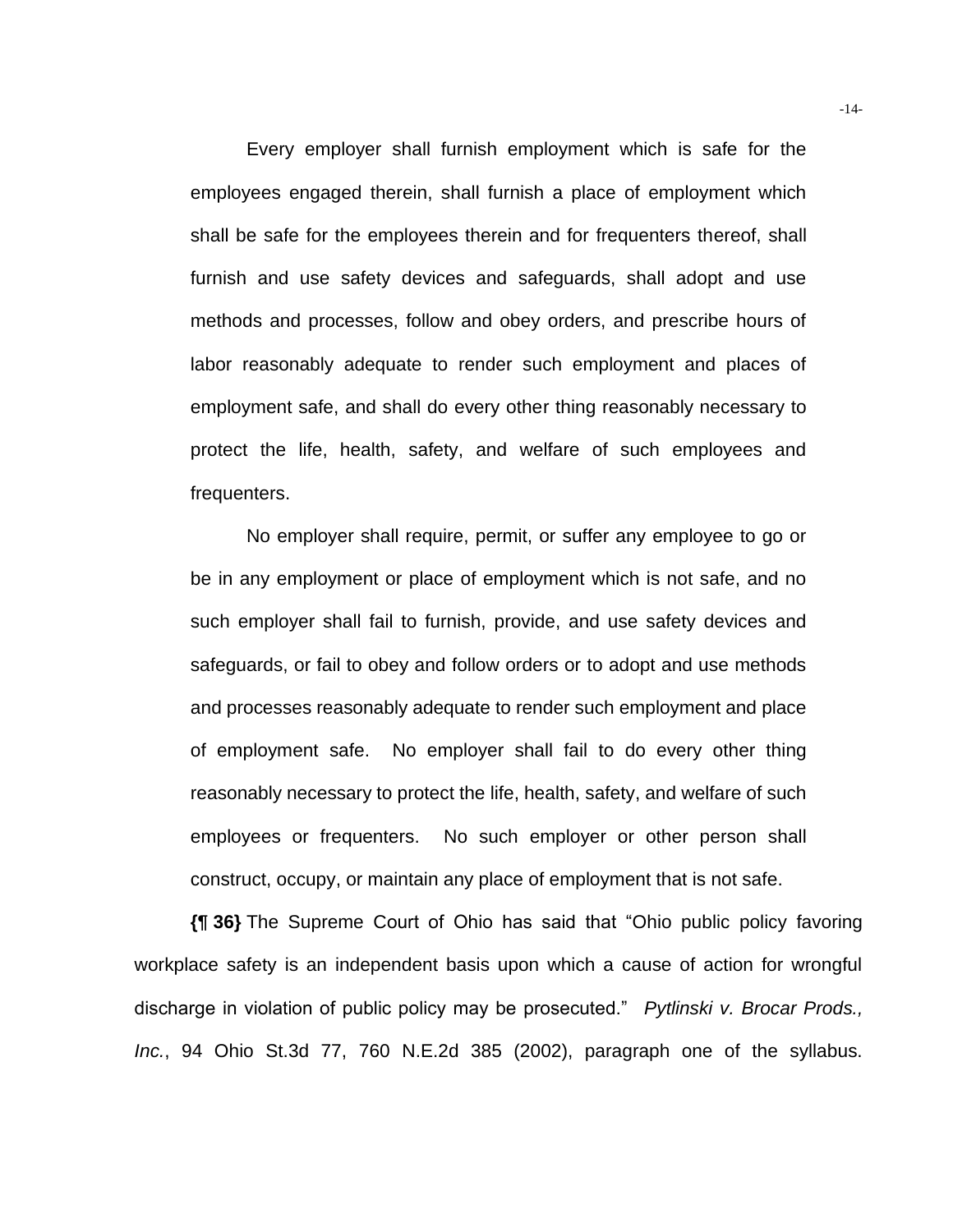> Every employer shall furnish employment which is safe for the employees engaged therein, shall furnish a place of employment which shall be safe for the employees therein and for frequenters thereof, shall furnish and use safety devices and safeguards, shall adopt and use methods and processes, follow and obey orders, and prescribe hours of labor reasonably adequate to render such employment and places of employment safe, and shall do every other thing reasonably necessary to protect the life, health, safety, and welfare of such employees and frequenters.
>
> No employer shall require, permit, or suffer any employee to go or be in any employment or place of employment which is not safe, and no such employer shall fail to furnish, provide, and use safety devices and safeguards, or fail to obey and follow orders or to adopt and use methods and processes reasonably adequate to render such employment and place of employment safe. No employer shall fail to do every other thing reasonably necessary to protect the life, health, safety, and welfare of such employees or frequenters. No such employer or other person shall construct, occupy, or maintain any place of employment that is not safe.

**{¶ 36}** The Supreme Court of Ohio has said that "Ohio public policy favoring workplace safety is an independent basis upon which a cause of action for wrongful discharge in violation of public policy may be prosecuted." *Pytlinski v. Brocar Prods., Inc.*, 94 Ohio St.3d 77, 760 N.E.2d 385 (2002), paragraph one of the syllabus.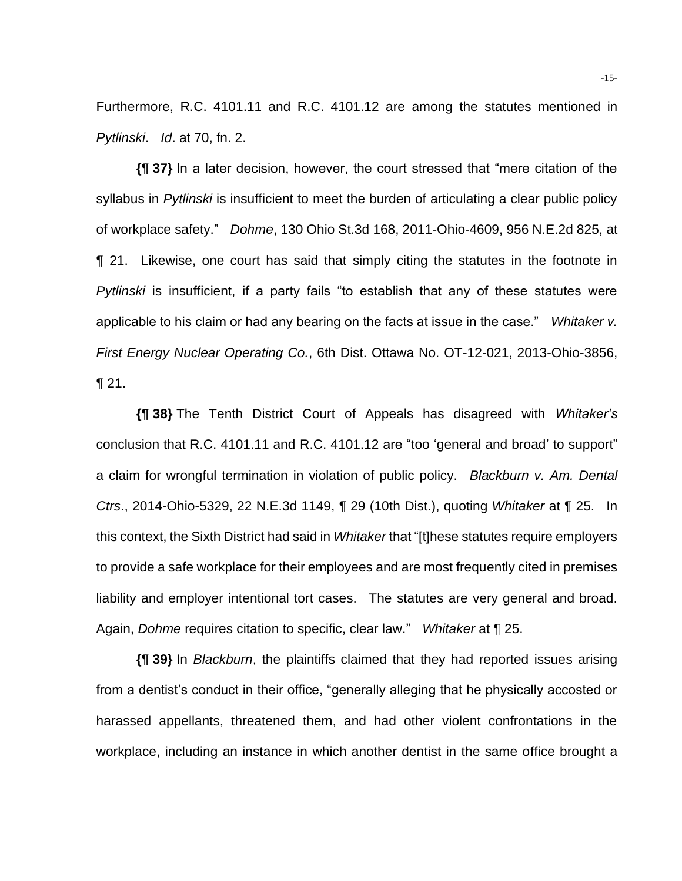Furthermore, R.C. 4101.11 and R.C. 4101.12 are among the statutes mentioned in *Pytlinski*. *Id*. at 70, fn. 2.

**{¶ 37}** In a later decision, however, the court stressed that "mere citation of the syllabus in *Pytlinski* is insufficient to meet the burden of articulating a clear public policy of workplace safety." *Dohme*, 130 Ohio St.3d 168, 2011-Ohio-4609, 956 N.E.2d 825, at ¶ 21. Likewise, one court has said that simply citing the statutes in the footnote in *Pytlinski* is insufficient, if a party fails "to establish that any of these statutes were applicable to his claim or had any bearing on the facts at issue in the case." *Whitaker v. First Energy Nuclear Operating Co.*, 6th Dist. Ottawa No. OT-12-021, 2013-Ohio-3856, ¶ 21.

**{¶ 38}** The Tenth District Court of Appeals has disagreed with *Whitaker's* conclusion that R.C. 4101.11 and R.C. 4101.12 are "too 'general and broad' to support" a claim for wrongful termination in violation of public policy. *Blackburn v. Am. Dental Ctrs*., 2014-Ohio-5329, 22 N.E.3d 1149, ¶ 29 (10th Dist.), quoting *Whitaker* at ¶ 25. In this context, the Sixth District had said in *Whitaker* that "[t]hese statutes require employers to provide a safe workplace for their employees and are most frequently cited in premises liability and employer intentional tort cases. The statutes are very general and broad. Again, *Dohme* requires citation to specific, clear law." *Whitaker* at ¶ 25.

**{¶ 39}** In *Blackburn*, the plaintiffs claimed that they had reported issues arising from a dentist's conduct in their office, "generally alleging that he physically accosted or harassed appellants, threatened them, and had other violent confrontations in the workplace, including an instance in which another dentist in the same office brought a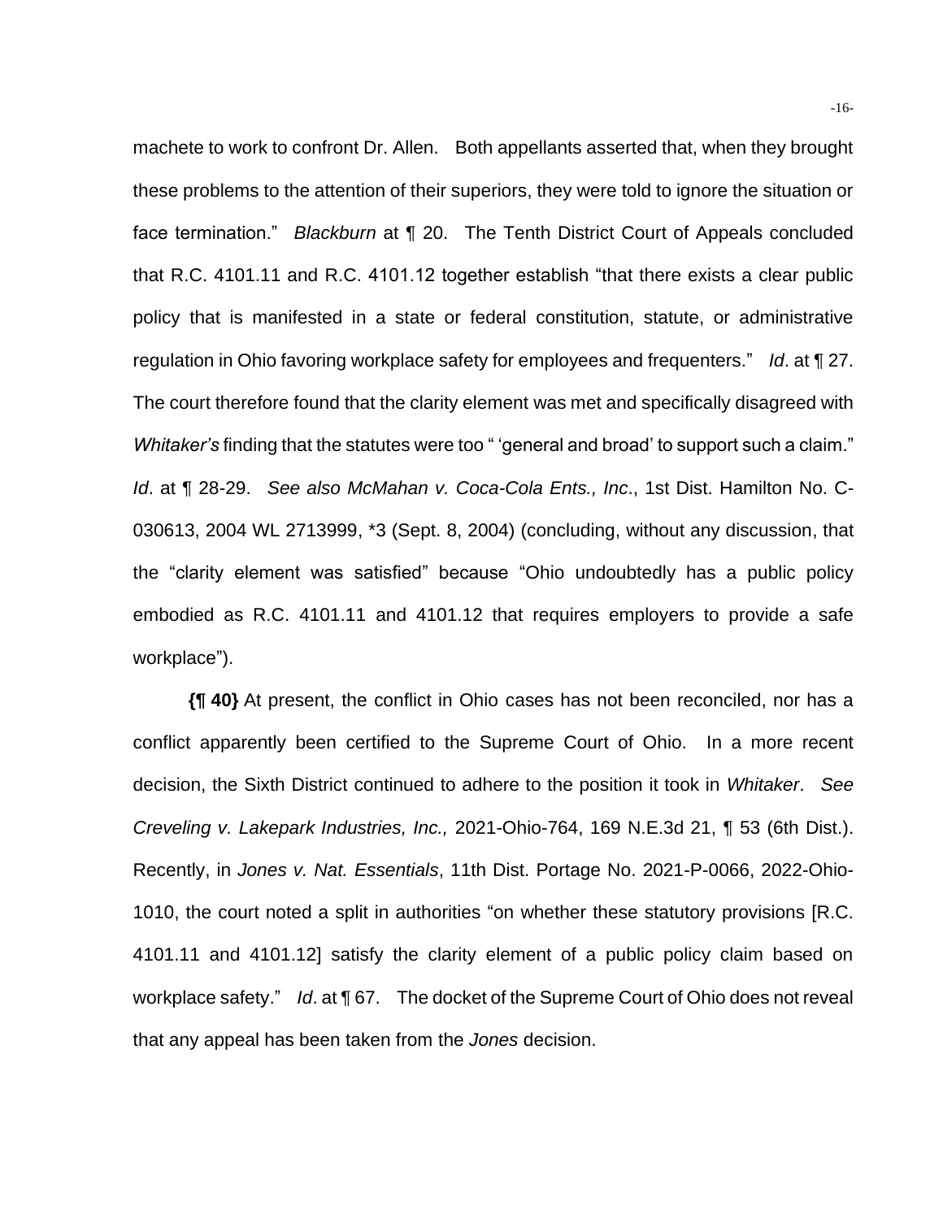machete to work to confront Dr. Allen. Both appellants asserted that, when they brought these problems to the attention of their superiors, they were told to ignore the situation or face termination." *Blackburn* at ¶ 20. The Tenth District Court of Appeals concluded that R.C. 4101.11 and R.C. 4101.12 together establish "that there exists a clear public policy that is manifested in a state or federal constitution, statute, or administrative regulation in Ohio favoring workplace safety for employees and frequenters." *Id*. at ¶ 27. The court therefore found that the clarity element was met and specifically disagreed with *Whitaker's* finding that the statutes were too " 'general and broad' to support such a claim." *Id*. at ¶ 28-29. *See also McMahan v. Coca-Cola Ents., Inc*., 1st Dist. Hamilton No. C-030613, 2004 WL 2713999, *3 (Sept. 8, 2004) (concluding, without any discussion, that the "clarity element was satisfied" because "Ohio undoubtedly has a public policy embodied as R.C. 4101.11 and 4101.12 that requires employers to provide a safe workplace").

**{¶ 40}** At present, the conflict in Ohio cases has not been reconciled, nor has a conflict apparently been certified to the Supreme Court of Ohio. In a more recent decision, the Sixth District continued to adhere to the position it took in *Whitaker*. *See Creveling v. Lakepark Industries, Inc.,* 2021-Ohio-764, 169 N.E.3d 21, ¶ 53 (6th Dist.). Recently, in *Jones v. Nat. Essentials*, 11th Dist. Portage No. 2021-P-0066, 2022-Ohio-1010, the court noted a split in authorities "on whether these statutory provisions [R.C. 4101.11 and 4101.12] satisfy the clarity element of a public policy claim based on workplace safety." *Id*. at ¶ 67. The docket of the Supreme Court of Ohio does not reveal that any appeal has been taken from the *Jones* decision.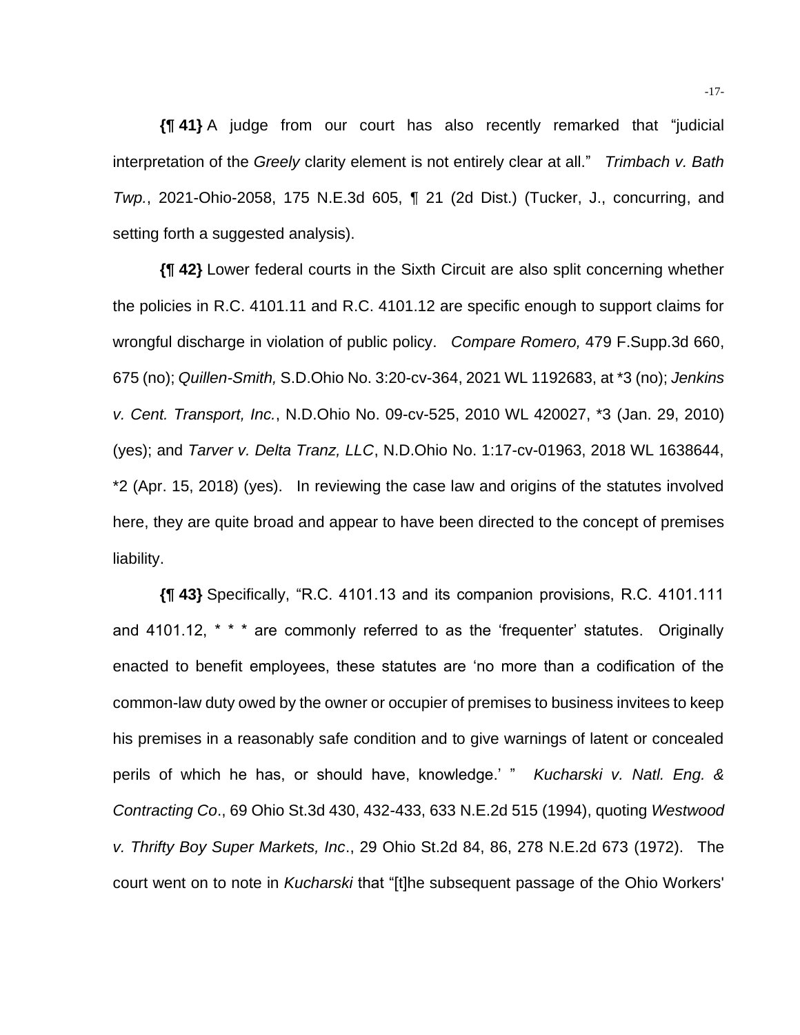**{¶ 41}** A judge from our court has also recently remarked that "judicial interpretation of the *Greely* clarity element is not entirely clear at all." *Trimbach v. Bath Twp.*, 2021-Ohio-2058, 175 N.E.3d 605, ¶ 21 (2d Dist.) (Tucker, J., concurring, and setting forth a suggested analysis).

**{¶ 42}** Lower federal courts in the Sixth Circuit are also split concerning whether the policies in R.C. 4101.11 and R.C. 4101.12 are specific enough to support claims for wrongful discharge in violation of public policy. *Compare Romero,* 479 F.Supp.3d 660, 675 (no); *Quillen-Smith,* S.D.Ohio No. 3:20-cv-364, 2021 WL 1192683, at *3 (no); *Jenkins v. Cent. Transport, Inc.*, N.D.Ohio No. 09-cv-525, 2010 WL 420027, *3 (Jan. 29, 2010) (yes); and *Tarver v. Delta Tranz, LLC*, N.D.Ohio No. 1:17-cv-01963, 2018 WL 1638644, *2 (Apr. 15, 2018) (yes). In reviewing the case law and origins of the statutes involved here, they are quite broad and appear to have been directed to the concept of premises liability.

**{¶ 43}** Specifically, "R.C. 4101.13 and its companion provisions, R.C. 4101.111 and 4101.12, * * * are commonly referred to as the 'frequenter' statutes. Originally enacted to benefit employees, these statutes are 'no more than a codification of the common-law duty owed by the owner or occupier of premises to business invitees to keep his premises in a reasonably safe condition and to give warnings of latent or concealed perils of which he has, or should have, knowledge.' " *Kucharski v. Natl. Eng. & Contracting Co*., 69 Ohio St.3d 430, 432-433, 633 N.E.2d 515 (1994), quoting *Westwood v. Thrifty Boy Super Markets, Inc*., 29 Ohio St.2d 84, 86, 278 N.E.2d 673 (1972). The court went on to note in *Kucharski* that "[t]he subsequent passage of the Ohio Workers'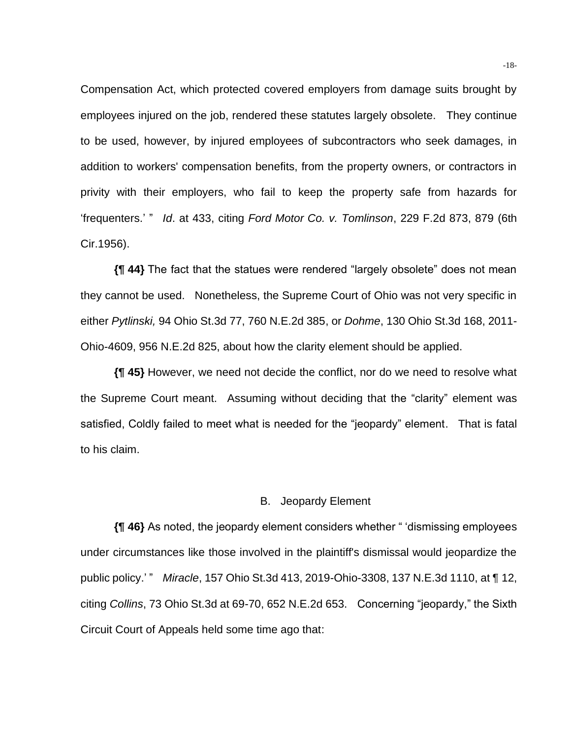Compensation Act, which protected covered employers from damage suits brought by employees injured on the job, rendered these statutes largely obsolete. They continue to be used, however, by injured employees of subcontractors who seek damages, in addition to workers' compensation benefits, from the property owners, or contractors in privity with their employers, who fail to keep the property safe from hazards for 'frequenters.' " *Id*. at 433, citing *Ford Motor Co. v. Tomlinson*, 229 F.2d 873, 879 (6th Cir.1956).

**{¶ 44}** The fact that the statues were rendered "largely obsolete" does not mean they cannot be used. Nonetheless, the Supreme Court of Ohio was not very specific in either *Pytlinski,* 94 Ohio St.3d 77, 760 N.E.2d 385, or *Dohme*, 130 Ohio St.3d 168, 2011-Ohio-4609, 956 N.E.2d 825, about how the clarity element should be applied.

**{¶ 45}** However, we need not decide the conflict, nor do we need to resolve what the Supreme Court meant. Assuming without deciding that the "clarity" element was satisfied, Coldly failed to meet what is needed for the "jeopardy" element. That is fatal to his claim.

## B. Jeopardy Element

**{¶ 46}** As noted, the jeopardy element considers whether " 'dismissing employees under circumstances like those involved in the plaintiff's dismissal would jeopardize the public policy.' " *Miracle*, 157 Ohio St.3d 413, 2019-Ohio-3308, 137 N.E.3d 1110, at ¶ 12, citing *Collins*, 73 Ohio St.3d at 69-70, 652 N.E.2d 653. Concerning "jeopardy," the Sixth Circuit Court of Appeals held some time ago that: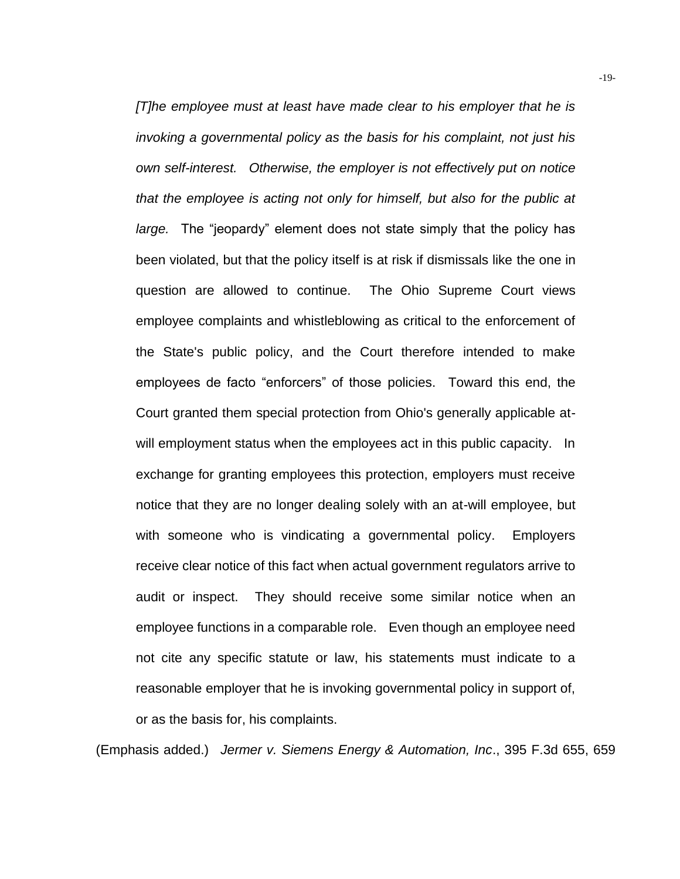> *[T]he employee must at least have made clear to his employer that he is invoking a governmental policy as the basis for his complaint, not just his own self-interest. Otherwise, the employer is not effectively put on notice that the employee is acting not only for himself, but also for the public at large.* The "jeopardy" element does not state simply that the policy has been violated, but that the policy itself is at risk if dismissals like the one in question are allowed to continue. The Ohio Supreme Court views employee complaints and whistleblowing as critical to the enforcement of the State's public policy, and the Court therefore intended to make employees de facto "enforcers" of those policies. Toward this end, the Court granted them special protection from Ohio's generally applicable at-will employment status when the employees act in this public capacity. In exchange for granting employees this protection, employers must receive notice that they are no longer dealing solely with an at-will employee, but with someone who is vindicating a governmental policy. Employers receive clear notice of this fact when actual government regulators arrive to audit or inspect. They should receive some similar notice when an employee functions in a comparable role. Even though an employee need not cite any specific statute or law, his statements must indicate to a reasonable employer that he is invoking governmental policy in support of, or as the basis for, his complaints.

(Emphasis added.) *Jermer v. Siemens Energy & Automation, Inc*., 395 F.3d 655, 659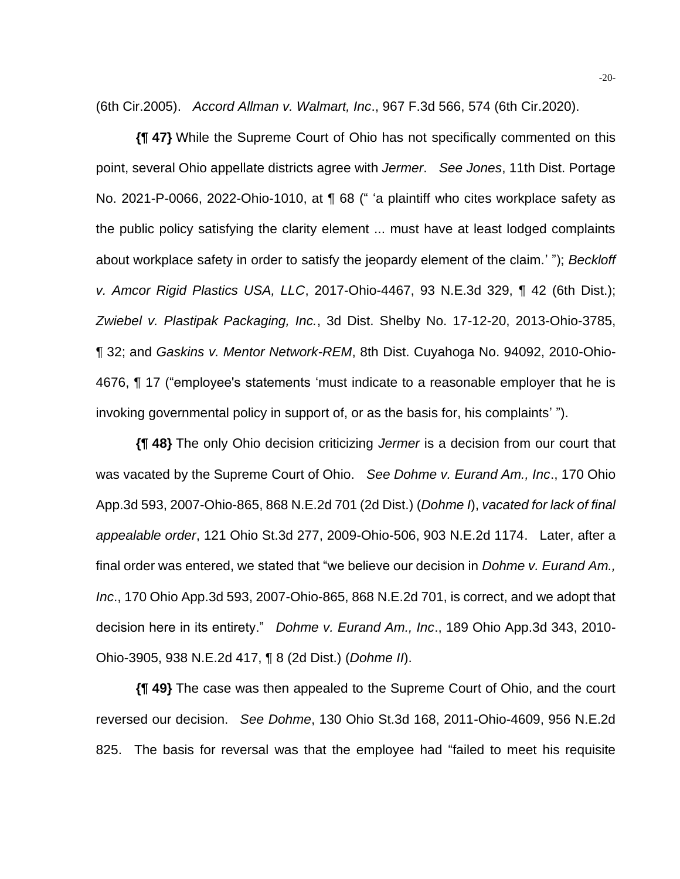(6th Cir.2005). *Accord Allman v. Walmart, Inc*., 967 F.3d 566, 574 (6th Cir.2020).

**{¶ 47}** While the Supreme Court of Ohio has not specifically commented on this point, several Ohio appellate districts agree with *Jermer*. *See Jones*, 11th Dist. Portage No. 2021-P-0066, 2022-Ohio-1010, at ¶ 68 (" 'a plaintiff who cites workplace safety as the public policy satisfying the clarity element ... must have at least lodged complaints about workplace safety in order to satisfy the jeopardy element of the claim.' "); *Beckloff v. Amcor Rigid Plastics USA, LLC*, 2017-Ohio-4467, 93 N.E.3d 329, ¶ 42 (6th Dist.); *Zwiebel v. Plastipak Packaging, Inc.*, 3d Dist. Shelby No. 17-12-20, 2013-Ohio-3785, ¶ 32; and *Gaskins v. Mentor Network-REM*, 8th Dist. Cuyahoga No. 94092, 2010-Ohio-4676, ¶ 17 ("employee's statements 'must indicate to a reasonable employer that he is invoking governmental policy in support of, or as the basis for, his complaints' ").

**{¶ 48}** The only Ohio decision criticizing *Jermer* is a decision from our court that was vacated by the Supreme Court of Ohio. *See Dohme v. Eurand Am., Inc*., 170 Ohio App.3d 593, 2007-Ohio-865, 868 N.E.2d 701 (2d Dist.) (*Dohme I*), *vacated for lack of final appealable order*, 121 Ohio St.3d 277, 2009-Ohio-506, 903 N.E.2d 1174. Later, after a final order was entered, we stated that "we believe our decision in *Dohme v. Eurand Am., Inc*., 170 Ohio App.3d 593, 2007-Ohio-865, 868 N.E.2d 701, is correct, and we adopt that decision here in its entirety." *Dohme v. Eurand Am., Inc*., 189 Ohio App.3d 343, 2010-Ohio-3905, 938 N.E.2d 417, ¶ 8 (2d Dist.) (*Dohme II*).

**{¶ 49}** The case was then appealed to the Supreme Court of Ohio, and the court reversed our decision. *See Dohme*, 130 Ohio St.3d 168, 2011-Ohio-4609, 956 N.E.2d 825. The basis for reversal was that the employee had "failed to meet his requisite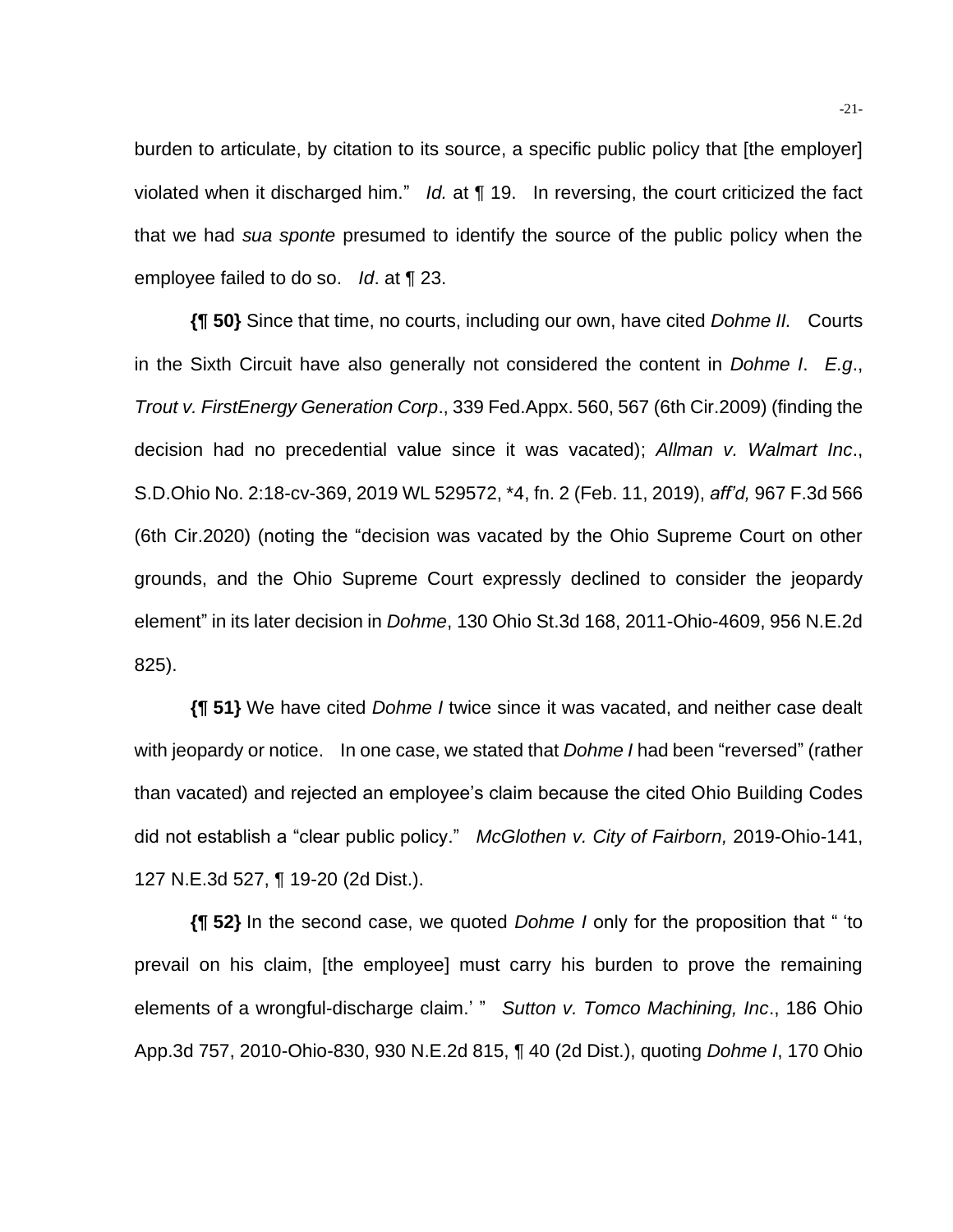burden to articulate, by citation to its source, a specific public policy that [the employer] violated when it discharged him." *Id.* at ¶ 19. In reversing, the court criticized the fact that we had *sua sponte* presumed to identify the source of the public policy when the employee failed to do so. *Id*. at ¶ 23.

**{¶ 50}** Since that time, no courts, including our own, have cited *Dohme II.* Courts in the Sixth Circuit have also generally not considered the content in *Dohme I*. *E.g*., *Trout v. FirstEnergy Generation Corp*., 339 Fed.Appx. 560, 567 (6th Cir.2009) (finding the decision had no precedential value since it was vacated); *Allman v. Walmart Inc*., S.D.Ohio No. 2:18-cv-369, 2019 WL 529572, \*4, fn. 2 (Feb. 11, 2019), *aff'd,* 967 F.3d 566 (6th Cir.2020) (noting the "decision was vacated by the Ohio Supreme Court on other grounds, and the Ohio Supreme Court expressly declined to consider the jeopardy element" in its later decision in *Dohme*, 130 Ohio St.3d 168, 2011-Ohio-4609, 956 N.E.2d 825).

**{¶ 51}** We have cited *Dohme I* twice since it was vacated, and neither case dealt with jeopardy or notice. In one case, we stated that *Dohme I* had been "reversed" (rather than vacated) and rejected an employee's claim because the cited Ohio Building Codes did not establish a "clear public policy." *McGlothen v. City of Fairborn,* 2019-Ohio-141, 127 N.E.3d 527, ¶ 19-20 (2d Dist.).

**{¶ 52}** In the second case, we quoted *Dohme I* only for the proposition that " 'to prevail on his claim, [the employee] must carry his burden to prove the remaining elements of a wrongful-discharge claim.' " *Sutton v. Tomco Machining, Inc*., 186 Ohio App.3d 757, 2010-Ohio-830, 930 N.E.2d 815, ¶ 40 (2d Dist.), quoting *Dohme I*, 170 Ohio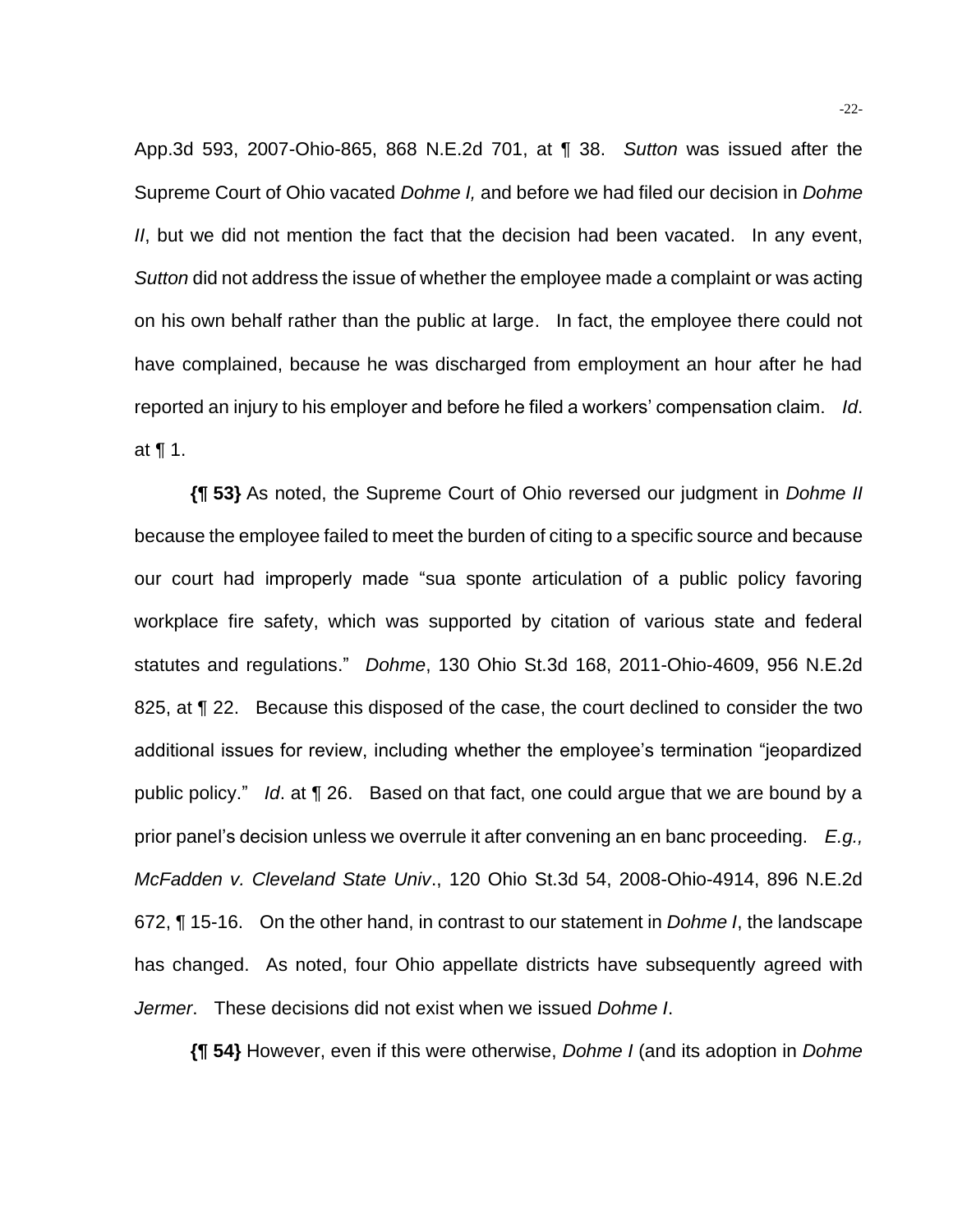App.3d 593, 2007-Ohio-865, 868 N.E.2d 701, at ¶ 38. *Sutton* was issued after the Supreme Court of Ohio vacated *Dohme I,* and before we had filed our decision in *Dohme II*, but we did not mention the fact that the decision had been vacated. In any event, *Sutton* did not address the issue of whether the employee made a complaint or was acting on his own behalf rather than the public at large. In fact, the employee there could not have complained, because he was discharged from employment an hour after he had reported an injury to his employer and before he filed a workers' compensation claim. *Id*. at ¶ 1.

**{¶ 53}** As noted, the Supreme Court of Ohio reversed our judgment in *Dohme II* because the employee failed to meet the burden of citing to a specific source and because our court had improperly made "sua sponte articulation of a public policy favoring workplace fire safety, which was supported by citation of various state and federal statutes and regulations." *Dohme*, 130 Ohio St.3d 168, 2011-Ohio-4609, 956 N.E.2d 825, at ¶ 22. Because this disposed of the case, the court declined to consider the two additional issues for review, including whether the employee's termination "jeopardized public policy." *Id*. at ¶ 26. Based on that fact, one could argue that we are bound by a prior panel's decision unless we overrule it after convening an en banc proceeding. *E.g., McFadden v. Cleveland State Univ*., 120 Ohio St.3d 54, 2008-Ohio-4914, 896 N.E.2d 672, ¶ 15-16. On the other hand, in contrast to our statement in *Dohme I*, the landscape has changed. As noted, four Ohio appellate districts have subsequently agreed with *Jermer*. These decisions did not exist when we issued *Dohme I*.

**{¶ 54}** However, even if this were otherwise, *Dohme I* (and its adoption in *Dohme*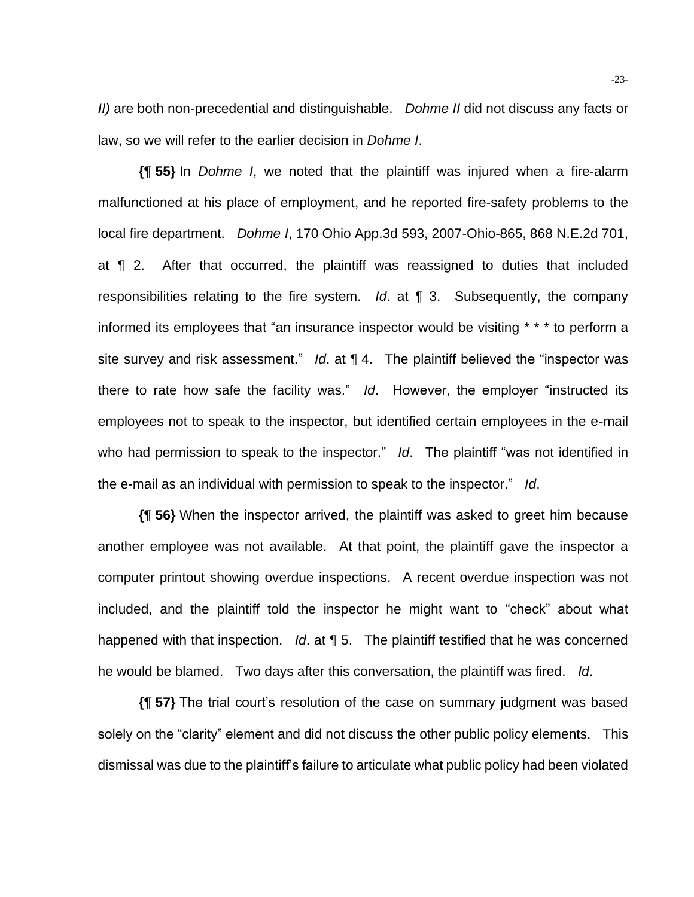*II)* are both non-precedential and distinguishable. *Dohme II* did not discuss any facts or law, so we will refer to the earlier decision in *Dohme I*.

**{¶ 55}** In *Dohme I*, we noted that the plaintiff was injured when a fire-alarm malfunctioned at his place of employment, and he reported fire-safety problems to the local fire department. *Dohme I*, 170 Ohio App.3d 593, 2007-Ohio-865, 868 N.E.2d 701, at ¶ 2. After that occurred, the plaintiff was reassigned to duties that included responsibilities relating to the fire system. *Id*. at ¶ 3. Subsequently, the company informed its employees that "an insurance inspector would be visiting * * * to perform a site survey and risk assessment." *Id*. at ¶ 4. The plaintiff believed the "inspector was there to rate how safe the facility was." *Id*. However, the employer "instructed its employees not to speak to the inspector, but identified certain employees in the e-mail who had permission to speak to the inspector." *Id*. The plaintiff "was not identified in the e-mail as an individual with permission to speak to the inspector." *Id*.

**{¶ 56}** When the inspector arrived, the plaintiff was asked to greet him because another employee was not available. At that point, the plaintiff gave the inspector a computer printout showing overdue inspections. A recent overdue inspection was not included, and the plaintiff told the inspector he might want to "check" about what happened with that inspection. *Id*. at ¶ 5. The plaintiff testified that he was concerned he would be blamed. Two days after this conversation, the plaintiff was fired. *Id*.

**{¶ 57}** The trial court's resolution of the case on summary judgment was based solely on the "clarity" element and did not discuss the other public policy elements. This dismissal was due to the plaintiff's failure to articulate what public policy had been violated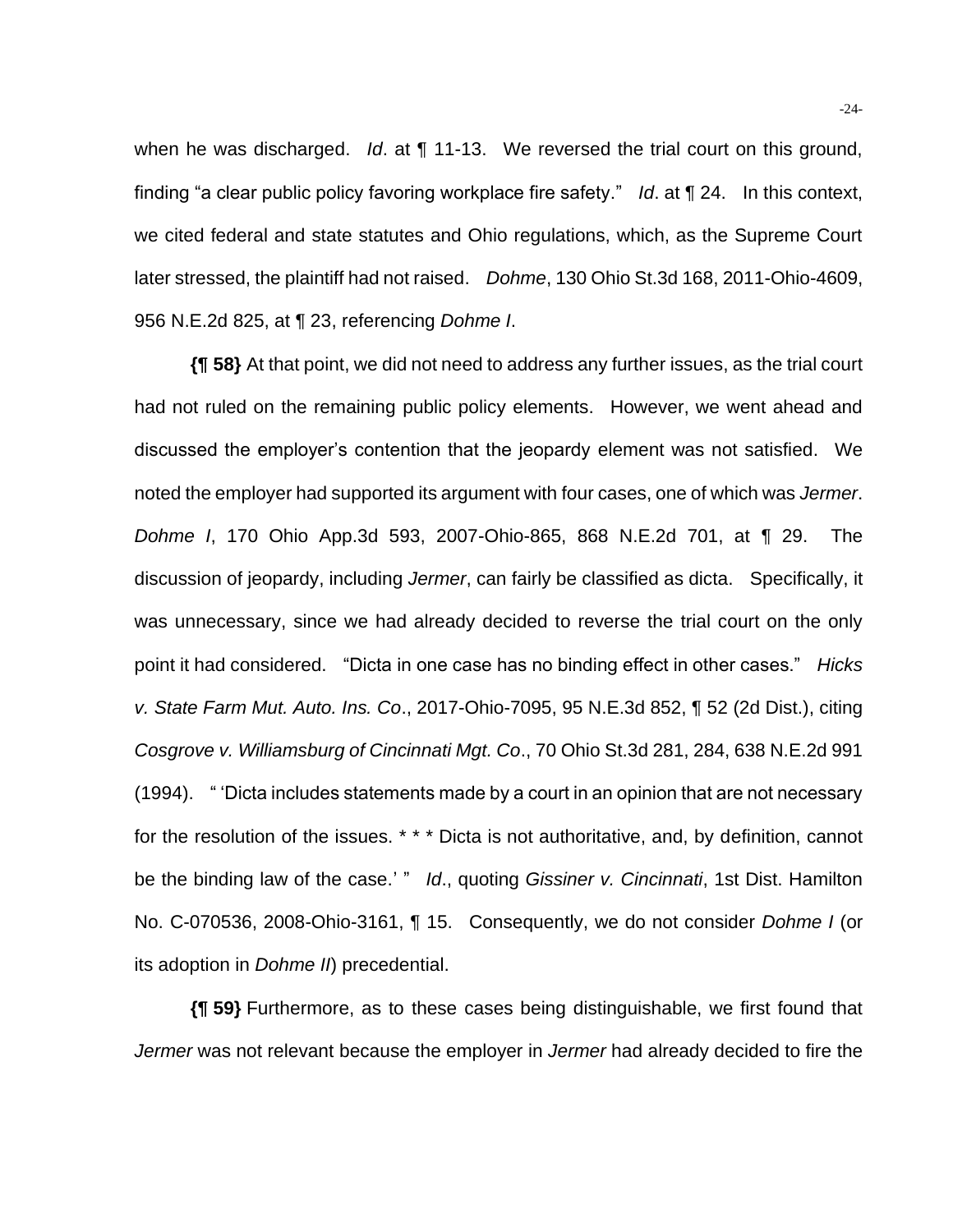when he was discharged. *Id*. at ¶ 11-13. We reversed the trial court on this ground, finding "a clear public policy favoring workplace fire safety." *Id*. at ¶ 24. In this context, we cited federal and state statutes and Ohio regulations, which, as the Supreme Court later stressed, the plaintiff had not raised. *Dohme*, 130 Ohio St.3d 168, 2011-Ohio-4609, 956 N.E.2d 825, at ¶ 23, referencing *Dohme I*.

**{¶ 58}** At that point, we did not need to address any further issues, as the trial court had not ruled on the remaining public policy elements. However, we went ahead and discussed the employer's contention that the jeopardy element was not satisfied. We noted the employer had supported its argument with four cases, one of which was *Jermer*. *Dohme I*, 170 Ohio App.3d 593, 2007-Ohio-865, 868 N.E.2d 701, at ¶ 29. The discussion of jeopardy, including *Jermer*, can fairly be classified as dicta. Specifically, it was unnecessary, since we had already decided to reverse the trial court on the only point it had considered. "Dicta in one case has no binding effect in other cases." *Hicks v. State Farm Mut. Auto. Ins. Co*., 2017-Ohio-7095, 95 N.E.3d 852, ¶ 52 (2d Dist.), citing *Cosgrove v. Williamsburg of Cincinnati Mgt. Co*., 70 Ohio St.3d 281, 284, 638 N.E.2d 991 (1994). " 'Dicta includes statements made by a court in an opinion that are not necessary for the resolution of the issues. * * * Dicta is not authoritative, and, by definition, cannot be the binding law of the case.' " *Id*., quoting *Gissiner v. Cincinnati*, 1st Dist. Hamilton No. C-070536, 2008-Ohio-3161, ¶ 15. Consequently, we do not consider *Dohme I* (or its adoption in *Dohme II*) precedential.

**{¶ 59}** Furthermore, as to these cases being distinguishable, we first found that *Jermer* was not relevant because the employer in *Jermer* had already decided to fire the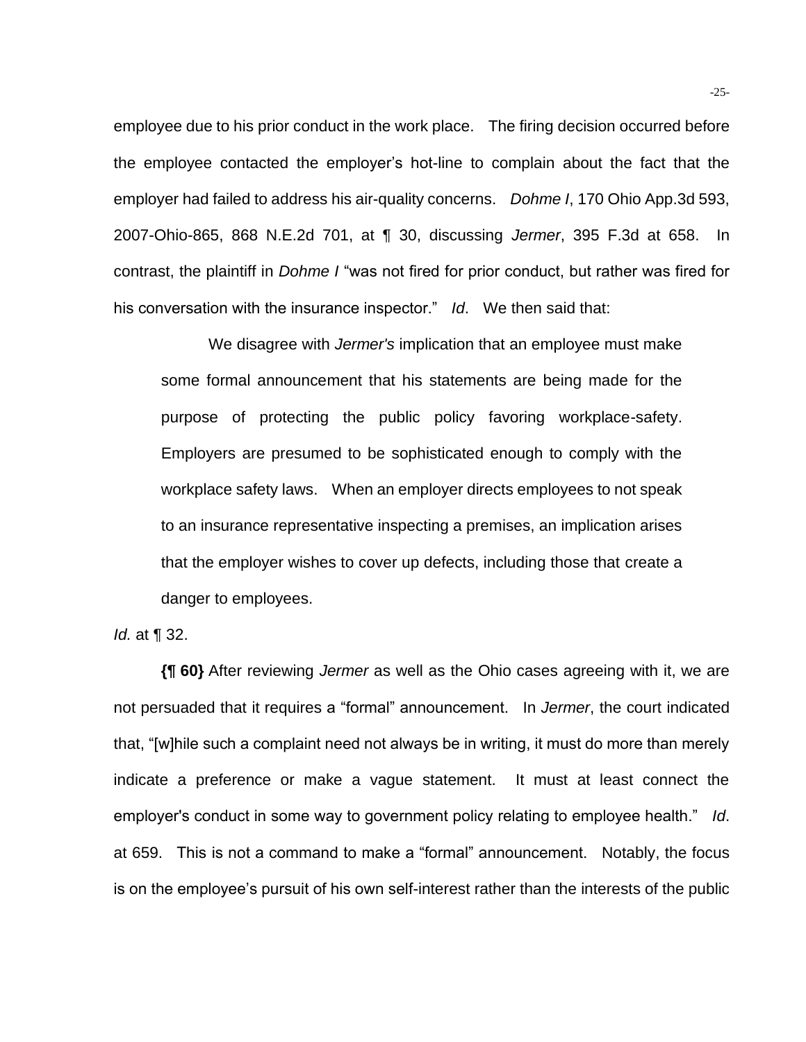employee due to his prior conduct in the work place. The firing decision occurred before the employee contacted the employer's hot-line to complain about the fact that the employer had failed to address his air-quality concerns. *Dohme I*, 170 Ohio App.3d 593, 2007-Ohio-865, 868 N.E.2d 701, at ¶ 30, discussing *Jermer*, 395 F.3d at 658. In contrast, the plaintiff in *Dohme I* "was not fired for prior conduct, but rather was fired for his conversation with the insurance inspector." *Id*. We then said that:

> We disagree with *Jermer's* implication that an employee must make some formal announcement that his statements are being made for the purpose of protecting the public policy favoring workplace-safety. Employers are presumed to be sophisticated enough to comply with the workplace safety laws. When an employer directs employees to not speak to an insurance representative inspecting a premises, an implication arises that the employer wishes to cover up defects, including those that create a danger to employees.

*Id.* at ¶ 32.

**{¶ 60}** After reviewing *Jermer* as well as the Ohio cases agreeing with it, we are not persuaded that it requires a "formal" announcement. In *Jermer*, the court indicated that, "[w]hile such a complaint need not always be in writing, it must do more than merely indicate a preference or make a vague statement. It must at least connect the employer's conduct in some way to government policy relating to employee health." *Id*. at 659. This is not a command to make a "formal" announcement. Notably, the focus is on the employee's pursuit of his own self-interest rather than the interests of the public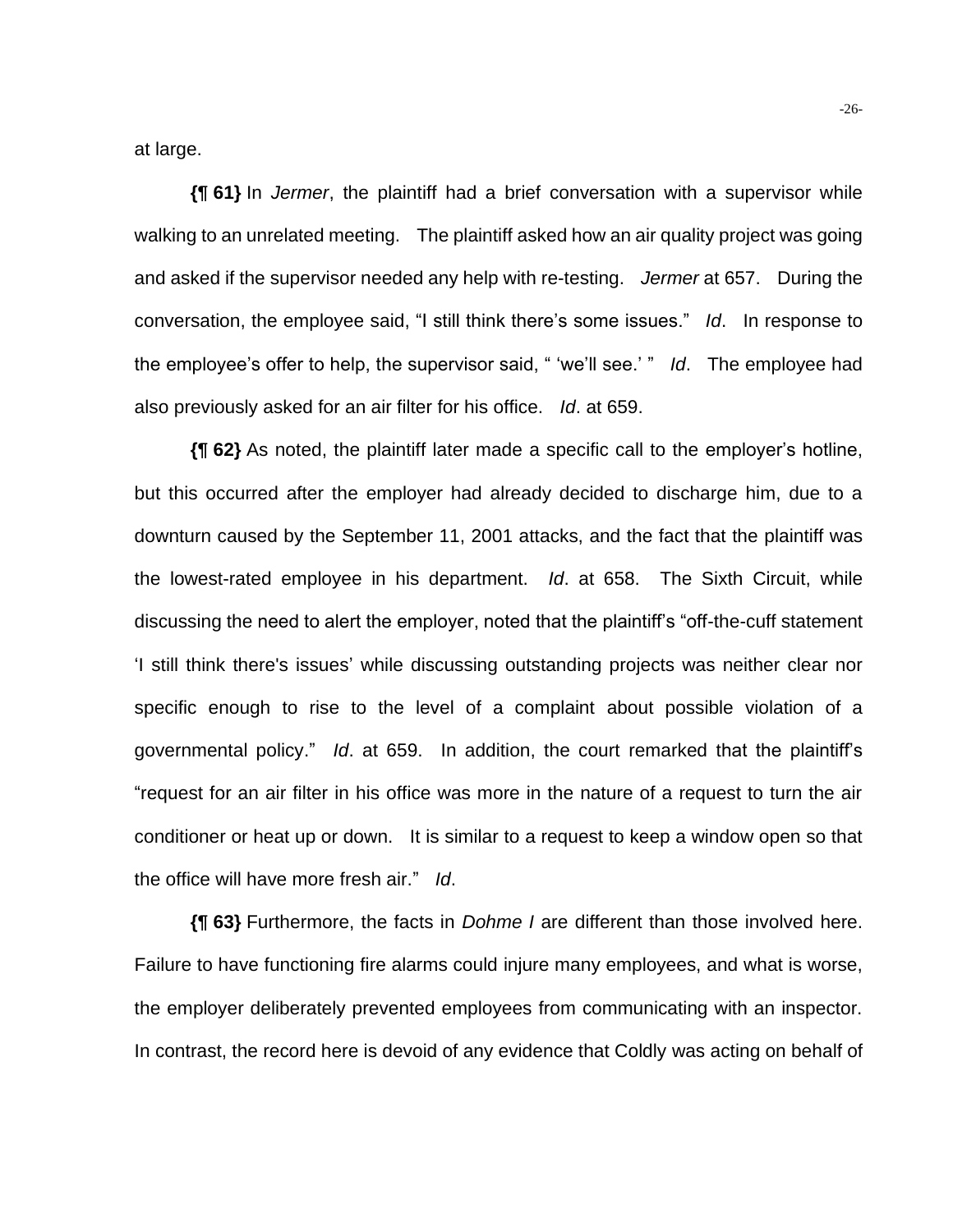at large.

**{¶ 61}** In *Jermer*, the plaintiff had a brief conversation with a supervisor while walking to an unrelated meeting. The plaintiff asked how an air quality project was going and asked if the supervisor needed any help with re-testing. *Jermer* at 657. During the conversation, the employee said, "I still think there's some issues." *Id*. In response to the employee's offer to help, the supervisor said, " 'we'll see.' " *Id*. The employee had also previously asked for an air filter for his office. *Id*. at 659.

**{¶ 62}** As noted, the plaintiff later made a specific call to the employer's hotline, but this occurred after the employer had already decided to discharge him, due to a downturn caused by the September 11, 2001 attacks, and the fact that the plaintiff was the lowest-rated employee in his department. *Id*. at 658. The Sixth Circuit, while discussing the need to alert the employer, noted that the plaintiff's "off-the-cuff statement 'I still think there's issues' while discussing outstanding projects was neither clear nor specific enough to rise to the level of a complaint about possible violation of a governmental policy." *Id*. at 659. In addition, the court remarked that the plaintiff's "request for an air filter in his office was more in the nature of a request to turn the air conditioner or heat up or down. It is similar to a request to keep a window open so that the office will have more fresh air." *Id*.

**{¶ 63}** Furthermore, the facts in *Dohme I* are different than those involved here. Failure to have functioning fire alarms could injure many employees, and what is worse, the employer deliberately prevented employees from communicating with an inspector. In contrast, the record here is devoid of any evidence that Coldly was acting on behalf of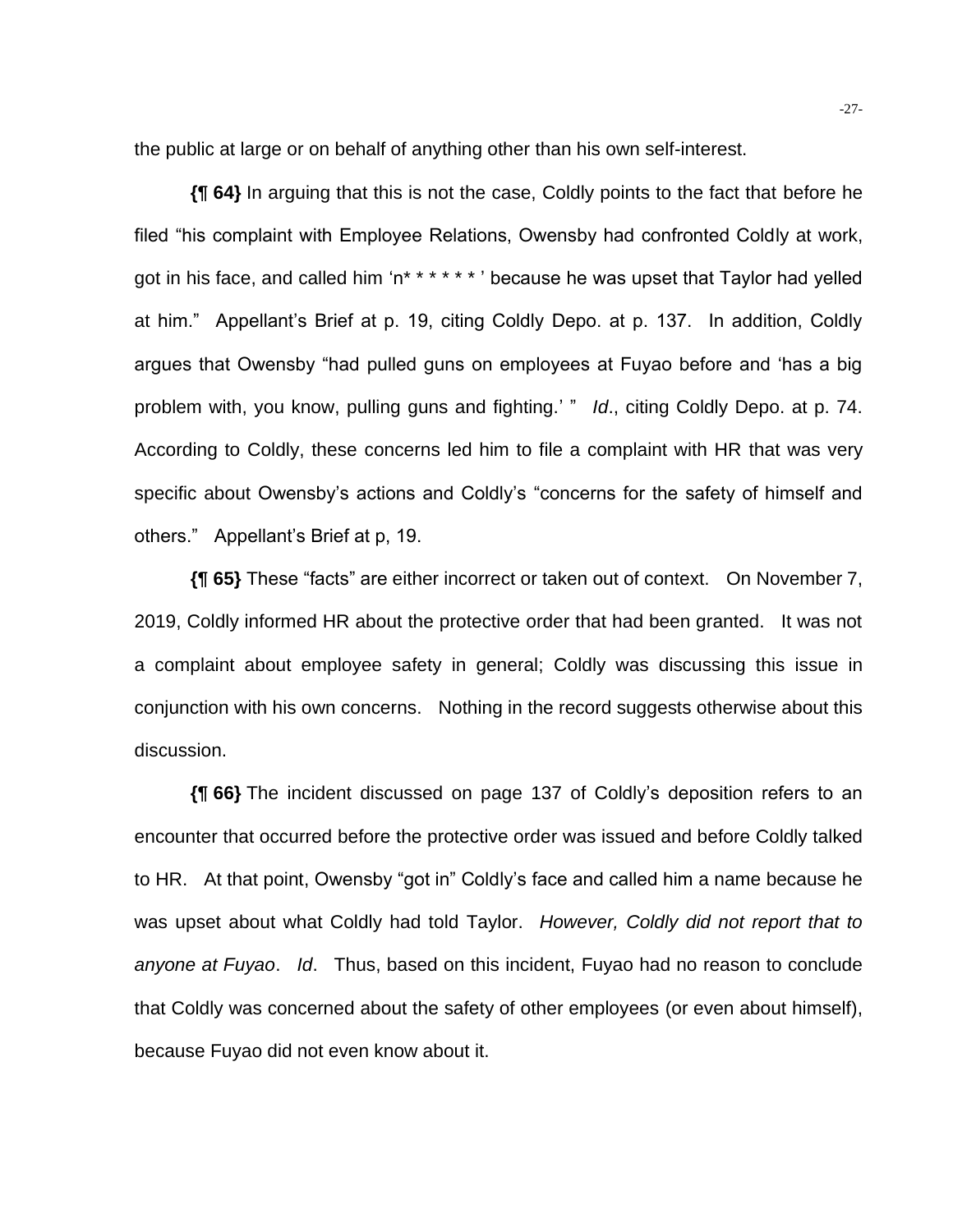the public at large or on behalf of anything other than his own self-interest.

**{¶ 64}** In arguing that this is not the case, Coldly points to the fact that before he filed "his complaint with Employee Relations, Owensby had confronted Coldly at work, got in his face, and called him 'n* * * * * * ' because he was upset that Taylor had yelled at him." Appellant's Brief at p. 19, citing Coldly Depo. at p. 137. In addition, Coldly argues that Owensby "had pulled guns on employees at Fuyao before and 'has a big problem with, you know, pulling guns and fighting.' " *Id*., citing Coldly Depo. at p. 74. According to Coldly, these concerns led him to file a complaint with HR that was very specific about Owensby's actions and Coldly's "concerns for the safety of himself and others." Appellant's Brief at p, 19.

**{¶ 65}** These "facts" are either incorrect or taken out of context. On November 7, 2019, Coldly informed HR about the protective order that had been granted. It was not a complaint about employee safety in general; Coldly was discussing this issue in conjunction with his own concerns. Nothing in the record suggests otherwise about this discussion.

**{¶ 66}** The incident discussed on page 137 of Coldly's deposition refers to an encounter that occurred before the protective order was issued and before Coldly talked to HR. At that point, Owensby "got in" Coldly's face and called him a name because he was upset about what Coldly had told Taylor. *However, Coldly did not report that to anyone at Fuyao*. *Id*. Thus, based on this incident, Fuyao had no reason to conclude that Coldly was concerned about the safety of other employees (or even about himself), because Fuyao did not even know about it.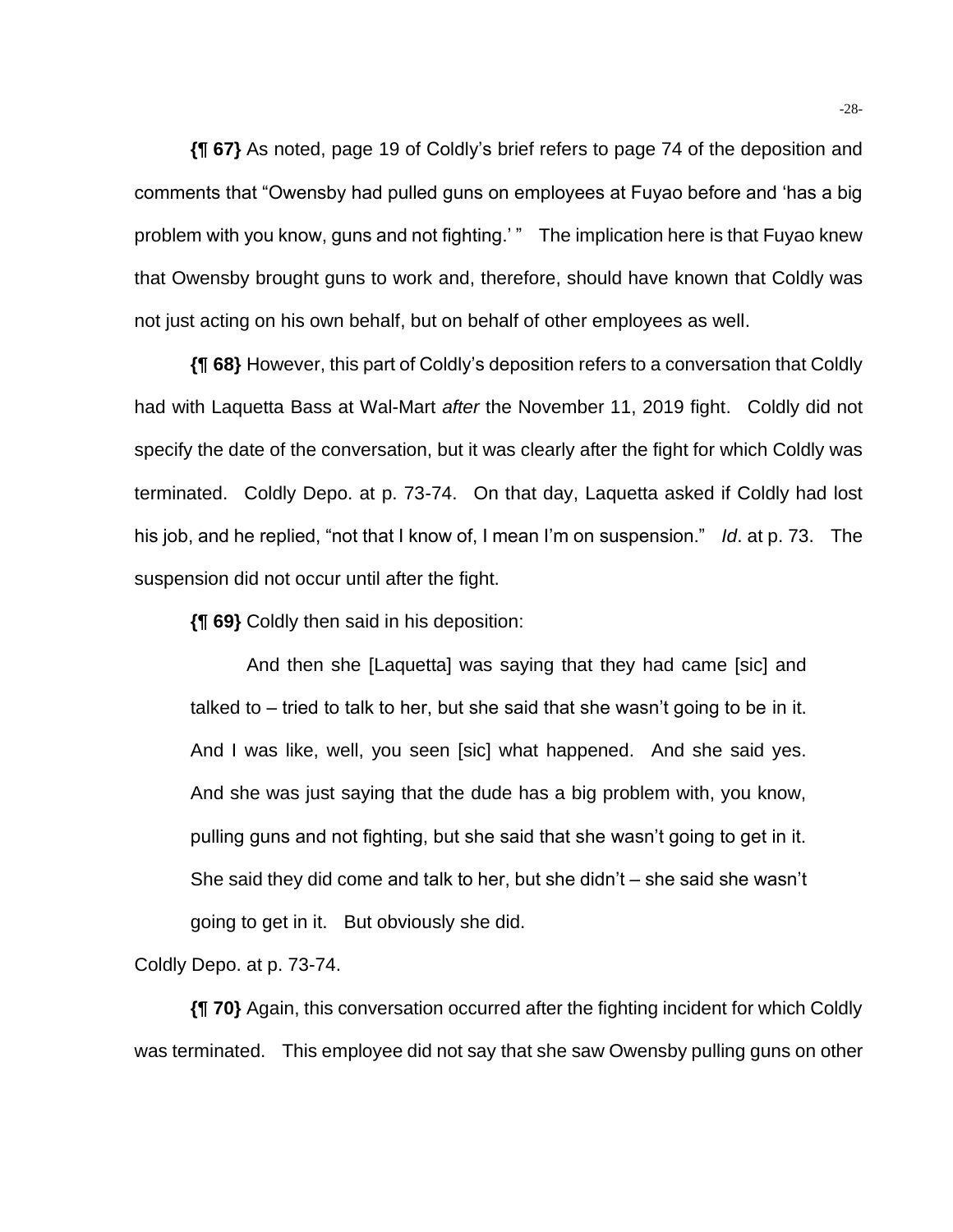**{¶ 67}** As noted, page 19 of Coldly's brief refers to page 74 of the deposition and comments that "Owensby had pulled guns on employees at Fuyao before and 'has a big problem with you know, guns and not fighting.' " The implication here is that Fuyao knew that Owensby brought guns to work and, therefore, should have known that Coldly was not just acting on his own behalf, but on behalf of other employees as well.

**{¶ 68}** However, this part of Coldly's deposition refers to a conversation that Coldly had with Laquetta Bass at Wal-Mart *after* the November 11, 2019 fight. Coldly did not specify the date of the conversation, but it was clearly after the fight for which Coldly was terminated. Coldly Depo. at p. 73-74. On that day, Laquetta asked if Coldly had lost his job, and he replied, "not that I know of, I mean I'm on suspension." *Id*. at p. 73. The suspension did not occur until after the fight.

**{¶ 69}** Coldly then said in his deposition:

> And then she [Laquetta] was saying that they had came [sic] and talked to – tried to talk to her, but she said that she wasn't going to be in it. And I was like, well, you seen [sic] what happened. And she said yes. And she was just saying that the dude has a big problem with, you know, pulling guns and not fighting, but she said that she wasn't going to get in it. She said they did come and talk to her, but she didn't – she said she wasn't going to get in it. But obviously she did.

Coldly Depo. at p. 73-74.

**{¶ 70}** Again, this conversation occurred after the fighting incident for which Coldly was terminated. This employee did not say that she saw Owensby pulling guns on other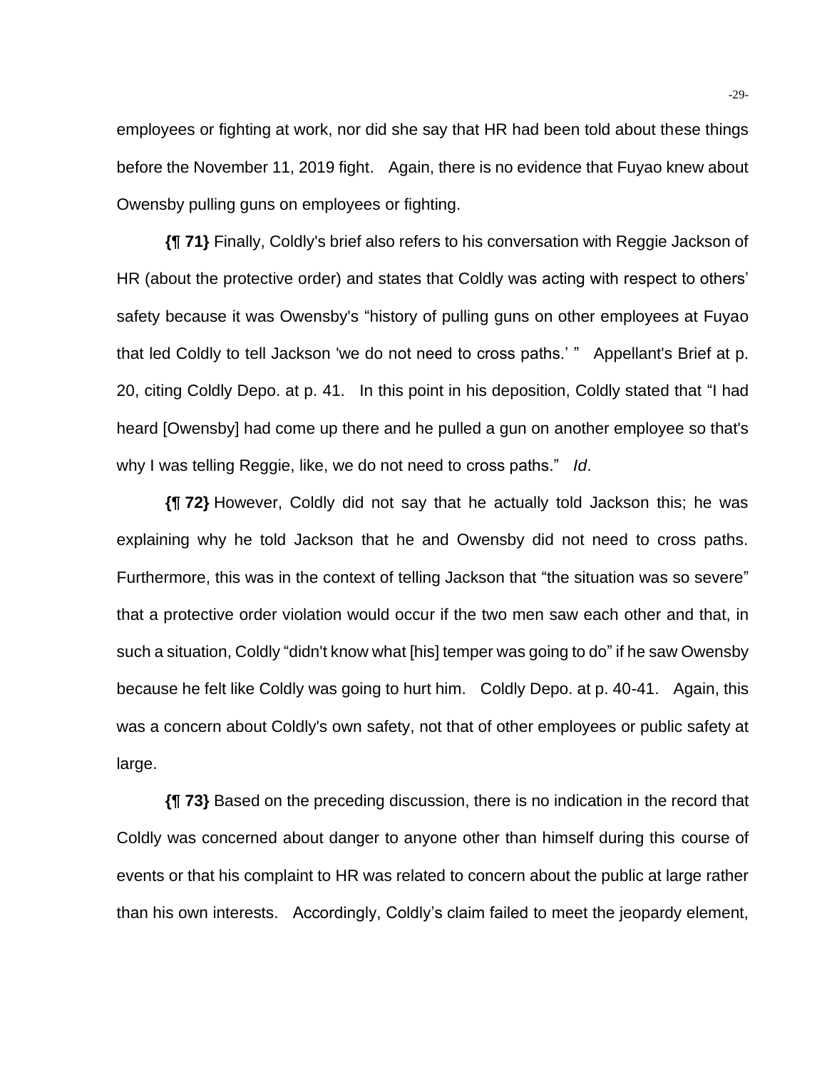employees or fighting at work, nor did she say that HR had been told about these things before the November 11, 2019 fight. Again, there is no evidence that Fuyao knew about Owensby pulling guns on employees or fighting.

**{¶ 71}** Finally, Coldly's brief also refers to his conversation with Reggie Jackson of HR (about the protective order) and states that Coldly was acting with respect to others' safety because it was Owensby's "history of pulling guns on other employees at Fuyao that led Coldly to tell Jackson 'we do not need to cross paths.' " Appellant's Brief at p. 20, citing Coldly Depo. at p. 41. In this point in his deposition, Coldly stated that "I had heard [Owensby] had come up there and he pulled a gun on another employee so that's why I was telling Reggie, like, we do not need to cross paths." *Id*.

**{¶ 72}** However, Coldly did not say that he actually told Jackson this; he was explaining why he told Jackson that he and Owensby did not need to cross paths. Furthermore, this was in the context of telling Jackson that "the situation was so severe" that a protective order violation would occur if the two men saw each other and that, in such a situation, Coldly "didn't know what [his] temper was going to do" if he saw Owensby because he felt like Coldly was going to hurt him. Coldly Depo. at p. 40-41. Again, this was a concern about Coldly's own safety, not that of other employees or public safety at large.

**{¶ 73}** Based on the preceding discussion, there is no indication in the record that Coldly was concerned about danger to anyone other than himself during this course of events or that his complaint to HR was related to concern about the public at large rather than his own interests. Accordingly, Coldly's claim failed to meet the jeopardy element,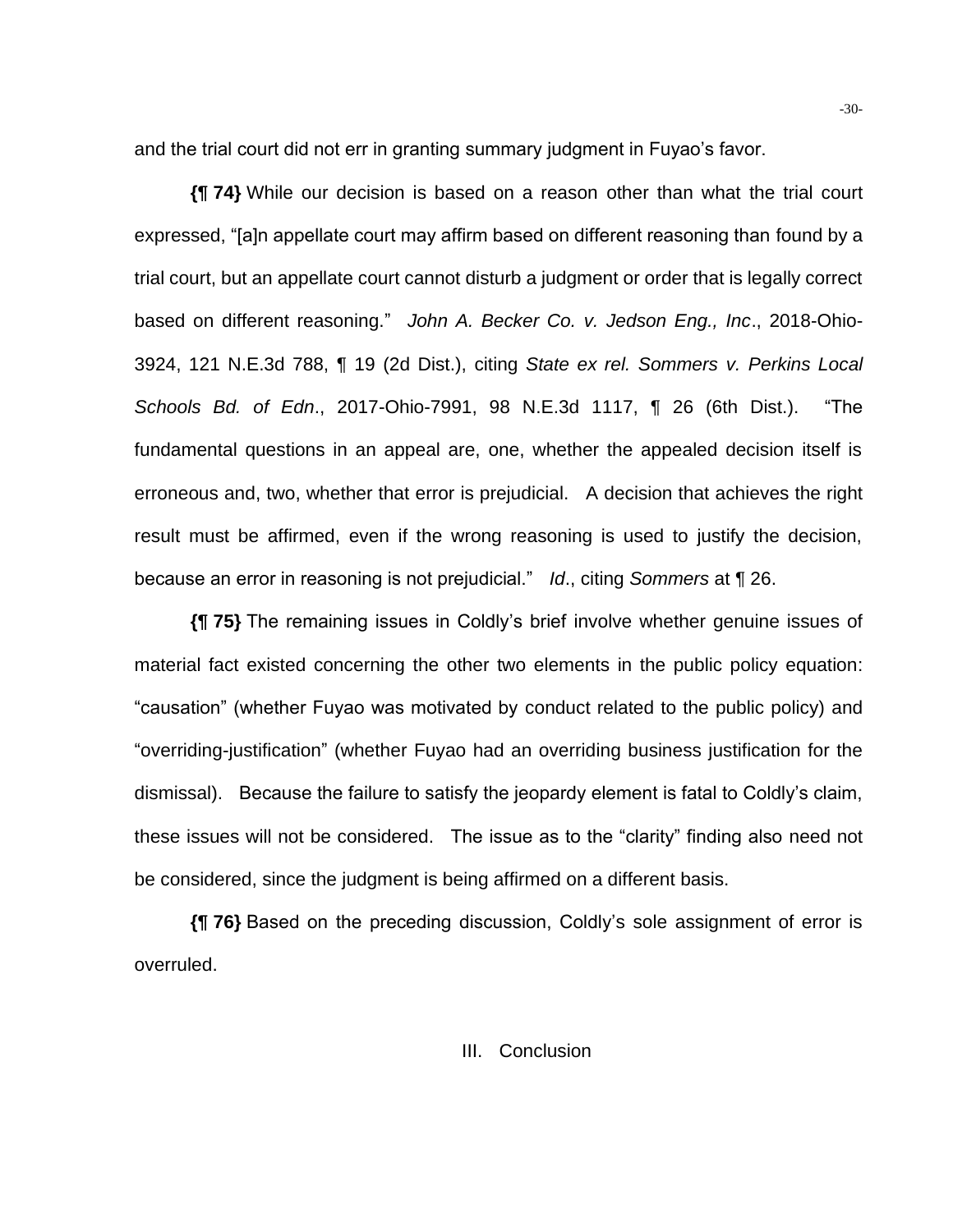and the trial court did not err in granting summary judgment in Fuyao's favor.

**{¶ 74}** While our decision is based on a reason other than what the trial court expressed, "[a]n appellate court may affirm based on different reasoning than found by a trial court, but an appellate court cannot disturb a judgment or order that is legally correct based on different reasoning." *John A. Becker Co. v. Jedson Eng., Inc*., 2018-Ohio-3924, 121 N.E.3d 788, ¶ 19 (2d Dist.), citing *State ex rel. Sommers v. Perkins Local Schools Bd. of Edn*., 2017-Ohio-7991, 98 N.E.3d 1117, ¶ 26 (6th Dist.). "The fundamental questions in an appeal are, one, whether the appealed decision itself is erroneous and, two, whether that error is prejudicial. A decision that achieves the right result must be affirmed, even if the wrong reasoning is used to justify the decision, because an error in reasoning is not prejudicial." *Id*., citing *Sommers* at ¶ 26.

**{¶ 75}** The remaining issues in Coldly's brief involve whether genuine issues of material fact existed concerning the other two elements in the public policy equation: "causation" (whether Fuyao was motivated by conduct related to the public policy) and "overriding-justification" (whether Fuyao had an overriding business justification for the dismissal). Because the failure to satisfy the jeopardy element is fatal to Coldly's claim, these issues will not be considered. The issue as to the "clarity" finding also need not be considered, since the judgment is being affirmed on a different basis.

**{¶ 76}** Based on the preceding discussion, Coldly's sole assignment of error is overruled.

## III. Conclusion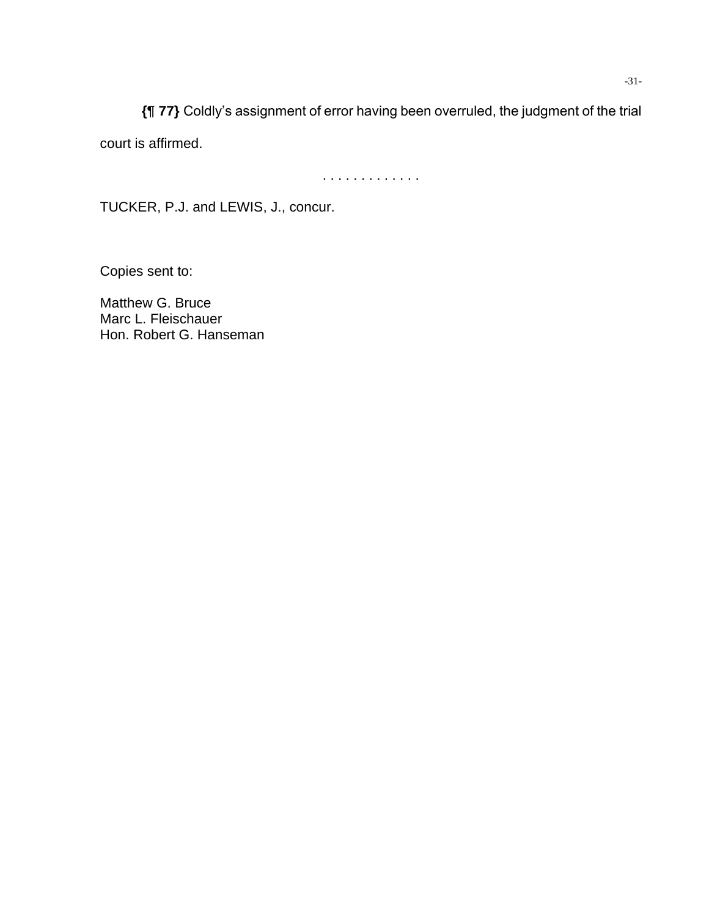**{¶ 77}** Coldly's assignment of error having been overruled, the judgment of the trial court is affirmed.

. . . . . . . . . . . . .

TUCKER, P.J. and LEWIS, J., concur.

Copies sent to:

Matthew G. Bruce
Marc L. Fleischauer
Hon. Robert G. Hanseman